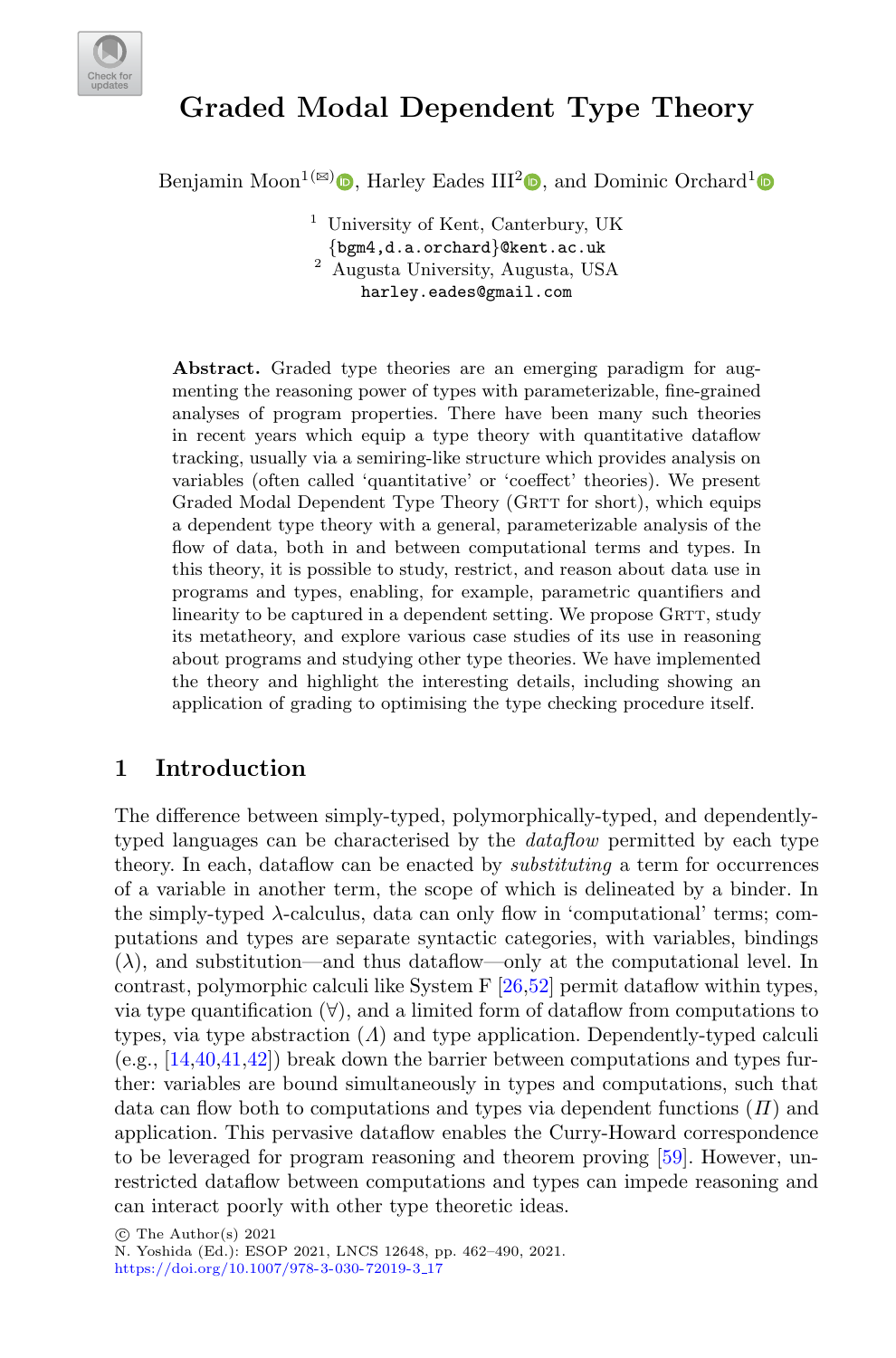# Graded Modal Dependent Type Theory

Benjamin Moon[1] (✉), Harley Eades III[2], and Dominic Orchard[1]

[1] University of Kent, Canterbury, UK
{bgm4,d.a.orchard}@kent.ac.uk

[2] Augusta University, Augusta, USA
harley.eades@gmail.com

**Abstract.** Graded type theories are an emerging paradigm for augmenting the reasoning power of types with parameterizable, fine-grained analyses of program properties. There have been many such theories in recent years which equip a type theory with quantitative dataflow tracking, usually via a semiring-like structure which provides analysis on variables (often called 'quantitative' or 'coeffect' theories). We present Graded Modal Dependent Type Theory (GRTT for short), which equips a dependent type theory with a general, parameterizable analysis of the flow of data, both in and between computational terms and types. In this theory, it is possible to study, restrict, and reason about data use in programs and types, enabling, for example, parametric quantifiers and linearity to be captured in a dependent setting. We propose GRTT, study its metatheory, and explore various case studies of its use in reasoning about programs and studying other type theories. We have implemented the theory and highlight the interesting details, including showing an application of grading to optimising the type checking procedure itself.

## 1 Introduction

The difference between simply-typed, polymorphically-typed, and dependently-typed languages can be characterised by the *dataflow* permitted by each type theory. In each, dataflow can be enacted by *substituting* a term for occurrences of a variable in another term, the scope of which is delineated by a binder. In the simply-typed $\lambda$-calculus, data can only flow in 'computational' terms; computations and types are separate syntactic categories, with variables, bindings ($\lambda$), and substitution—and thus dataflow—only at the computational level. In contrast, polymorphic calculi like System F [26,52] permit dataflow within types, via type quantification ($\forall$), and a limited form of dataflow from computations to types, via type abstraction ($\Lambda$) and type application. Dependently-typed calculi (e.g., [14,40,41,42]) break down the barrier between computations and types further: variables are bound simultaneously in types and computations, such that data can flow both to computations and types via dependent functions ($\Pi$) and application. This pervasive dataflow enables the Curry-Howard correspondence to be leveraged for program reasoning and theorem proving [59]. However, unrestricted dataflow between computations and types can impede reasoning and can interact poorly with other type theoretic ideas.

© The Author(s) 2021
N. Yoshida (Ed.): ESOP 2021, LNCS 12648, pp. 462–490, 2021.
https://doi.org/10.1007/978-3-030-72019-3_17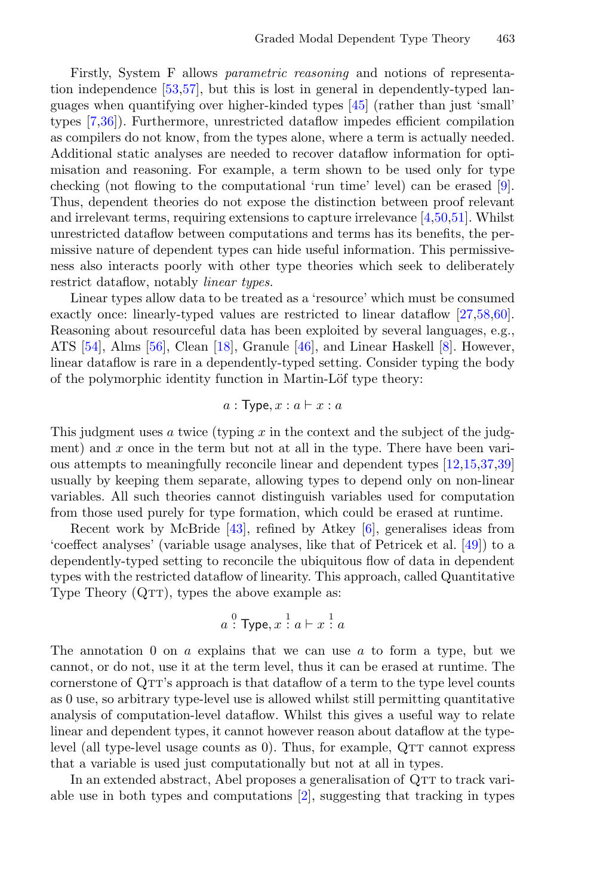Firstly, System F allows *parametric reasoning* and notions of representation independence [53,57], but this is lost in general in dependently-typed languages when quantifying over higher-kinded types [45] (rather than just 'small' types [7,36]). Furthermore, unrestricted dataflow impedes efficient compilation as compilers do not know, from the types alone, where a term is actually needed. Additional static analyses are needed to recover dataflow information for optimisation and reasoning. For example, a term shown to be used only for type checking (not flowing to the computational 'run time' level) can be erased [9]. Thus, dependent theories do not expose the distinction between proof relevant and irrelevant terms, requiring extensions to capture irrelevance [4,50,51]. Whilst unrestricted dataflow between computations and terms has its benefits, the permissive nature of dependent types can hide useful information. This permissiveness also interacts poorly with other type theories which seek to deliberately restrict dataflow, notably *linear types*.

Linear types allow data to be treated as a 'resource' which must be consumed exactly once: linearly-typed values are restricted to linear dataflow [27,58,60]. Reasoning about resourceful data has been exploited by several languages, e.g., ATS [54], Alms [56], Clean [18], Granule [46], and Linear Haskell [8]. However, linear dataflow is rare in a dependently-typed setting. Consider typing the body of the polymorphic identity function in Martin-Löf type theory:

$$a : \mathsf{Type}, x : a \vdash x : a$$

This judgment uses $a$ twice (typing $x$ in the context and the subject of the judgment) and $x$ once in the term but not at all in the type. There have been various attempts to meaningfully reconcile linear and dependent types [12,15,37,39] usually by keeping them separate, allowing types to depend only on non-linear variables. All such theories cannot distinguish variables used for computation from those used purely for type formation, which could be erased at runtime.

Recent work by McBride [43], refined by Atkey [6], generalises ideas from 'coeffect analyses' (variable usage analyses, like that of Petricek et al. [49]) to a dependently-typed setting to reconcile the ubiquitous flow of data in dependent types with the restricted dataflow of linearity. This approach, called Quantitative Type Theory (QTT), types the above example as:

$$a \overset{0}{:} \mathsf{Type}, x \overset{1}{:} a \vdash x \overset{1}{:} a$$

The annotation 0 on $a$ explains that we can use $a$ to form a type, but we cannot, or do not, use it at the term level, thus it can be erased at runtime. The cornerstone of QTT's approach is that dataflow of a term to the type level counts as 0 use, so arbitrary type-level use is allowed whilst still permitting quantitative analysis of computation-level dataflow. Whilst this gives a useful way to relate linear and dependent types, it cannot however reason about dataflow at the type-level (all type-level usage counts as 0). Thus, for example, QTT cannot express that a variable is used just computationally but not at all in types.

In an extended abstract, Abel proposes a generalisation of QTT to track variable use in both types and computations [2], suggesting that tracking in types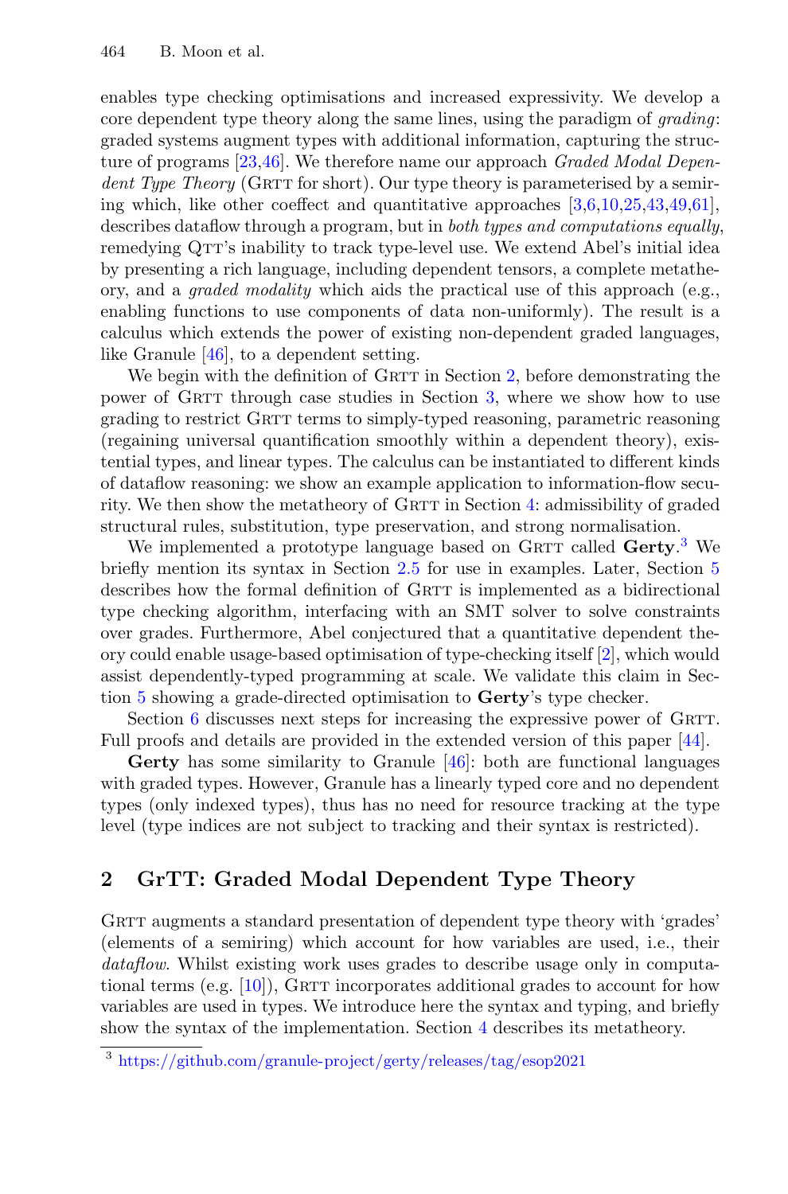enables type checking optimisations and increased expressivity. We develop a core dependent type theory along the same lines, using the paradigm of *grading*: graded systems augment types with additional information, capturing the structure of programs [23,46]. We therefore name our approach *Graded Modal Dependent Type Theory* (GrTT for short). Our type theory is parameterised by a semiring which, like other coeffect and quantitative approaches [3,6,10,25,43,49,61], describes dataflow through a program, but in *both types and computations equally*, remedying QTT's inability to track type-level use. We extend Abel's initial idea by presenting a rich language, including dependent tensors, a complete metatheory, and a *graded modality* which aids the practical use of this approach (e.g., enabling functions to use components of data non-uniformly). The result is a calculus which extends the power of existing non-dependent graded languages, like Granule [46], to a dependent setting.

We begin with the definition of GrTT in Section 2, before demonstrating the power of GrTT through case studies in Section 3, where we show how to use grading to restrict GrTT terms to simply-typed reasoning, parametric reasoning (regaining universal quantification smoothly within a dependent theory), existential types, and linear types. The calculus can be instantiated to different kinds of dataflow reasoning: we show an example application to information-flow security. We then show the metatheory of GrTT in Section 4: admissibility of graded structural rules, substitution, type preservation, and strong normalisation.

We implemented a prototype language based on GrTT called **Gerty**.[3] We briefly mention its syntax in Section 2.5 for use in examples. Later, Section 5 describes how the formal definition of GrTT is implemented as a bidirectional type checking algorithm, interfacing with an SMT solver to solve constraints over grades. Furthermore, Abel conjectured that a quantitative dependent theory could enable usage-based optimisation of type-checking itself [2], which would assist dependently-typed programming at scale. We validate this claim in Section 5 showing a grade-directed optimisation to **Gerty**'s type checker.

Section 6 discusses next steps for increasing the expressive power of GrTT. Full proofs and details are provided in the extended version of this paper [44].

**Gerty** has some similarity to Granule [46]: both are functional languages with graded types. However, Granule has a linearly typed core and no dependent types (only indexed types), thus has no need for resource tracking at the type level (type indices are not subject to tracking and their syntax is restricted).

## 2 GrTT: Graded Modal Dependent Type Theory

GrTT augments a standard presentation of dependent type theory with 'grades' (elements of a semiring) which account for how variables are used, i.e., their *dataflow*. Whilst existing work uses grades to describe usage only in computational terms (e.g. [10]), GrTT incorporates additional grades to account for how variables are used in types. We introduce here the syntax and typing, and briefly show the syntax of the implementation. Section 4 describes its metatheory.

---

[3] https://github.com/granule-project/gerty/releases/tag/esop2021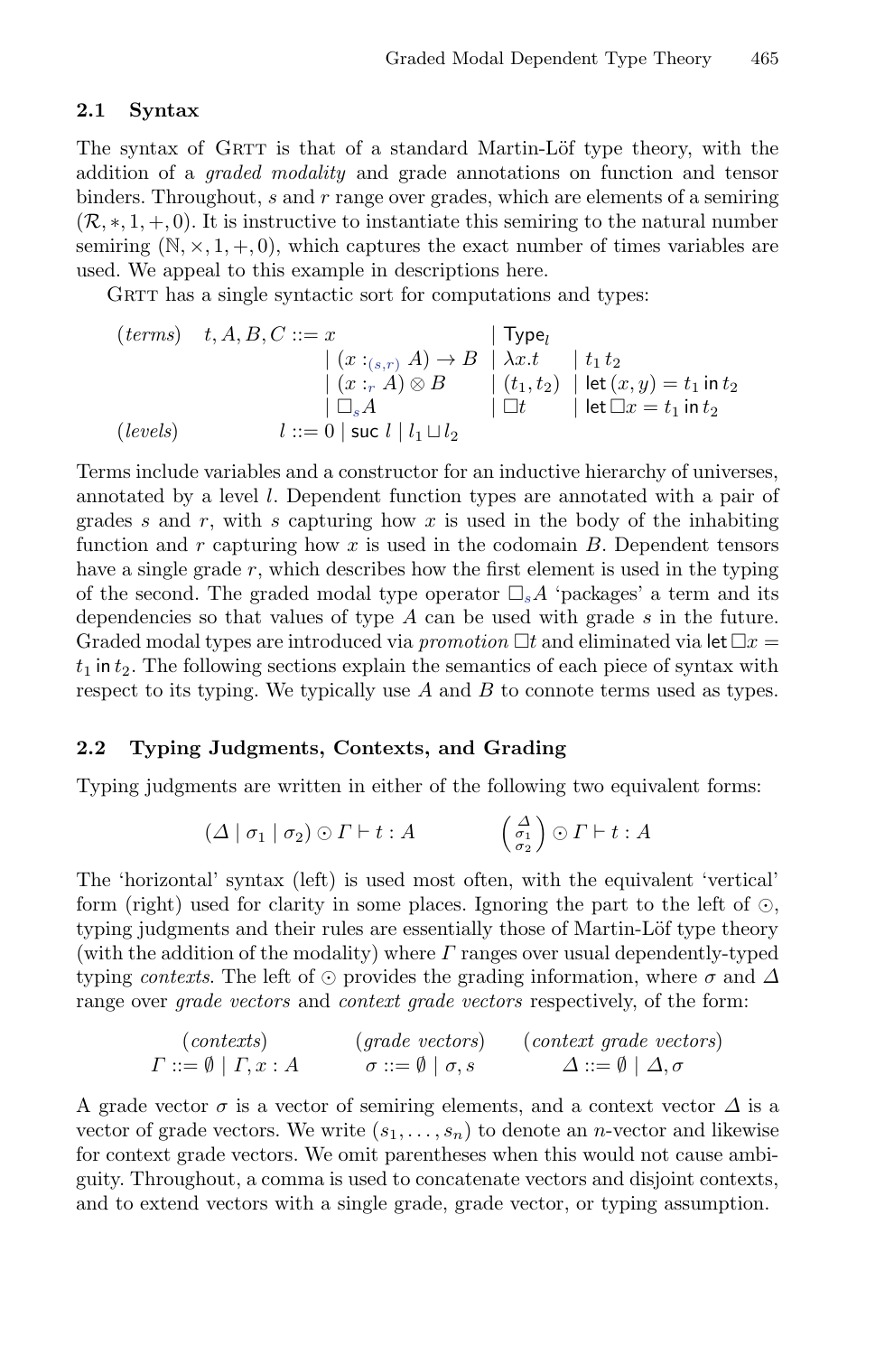### 2.1 Syntax

The syntax of GRTT is that of a standard Martin-Löf type theory, with the addition of a *graded modality* and grade annotations on function and tensor binders. Throughout, $s$ and $r$ range over grades, which are elements of a semiring $(\mathcal{R}, *, 1, +, 0)$. It is instructive to instantiate this semiring to the natural number semiring $(\mathbb{N}, \times, 1, +, 0)$, which captures the exact number of times variables are used. We appeal to this example in descriptions here.

GRTT has a single syntactic sort for computations and types:

$$
\begin{array}{llll}
(\textit{terms}) & t, A, B, C ::= x & \mid \mathsf{Type}_l & \\
& \quad \mid (x :_{(s,r)} A) \to B & \mid \lambda x.t & \mid t_1\, t_2 \\
& \quad \mid (x :_r A) \otimes B & \mid (t_1, t_2) & \mid \mathsf{let}\,(x, y) = t_1 \,\mathsf{in}\, t_2 \\
& \quad \mid \Box_s A & \mid \Box t & \mid \mathsf{let}\,\Box x = t_1 \,\mathsf{in}\, t_2 \\
(\textit{levels}) & l ::= 0 \mid \mathsf{suc}\ l \mid l_1 \sqcup l_2 & &
\end{array}
$$

Terms include variables and a constructor for an inductive hierarchy of universes, annotated by a level $l$. Dependent function types are annotated with a pair of grades $s$ and $r$, with $s$ capturing how $x$ is used in the body of the inhabiting function and $r$ capturing how $x$ is used in the codomain $B$. Dependent tensors have a single grade $r$, which describes how the first element is used in the typing of the second. The graded modal type operator $\Box_s A$ 'packages' a term and its dependencies so that values of type $A$ can be used with grade $s$ in the future. Graded modal types are introduced via *promotion* $\Box t$ and eliminated via $\mathsf{let}\,\Box x = t_1 \,\mathsf{in}\, t_2$. The following sections explain the semantics of each piece of syntax with respect to its typing. We typically use $A$ and $B$ to connote terms used as types.

### 2.2 Typing Judgments, Contexts, and Grading

Typing judgments are written in either of the following two equivalent forms:

$$
(\Delta \mid \sigma_1 \mid \sigma_2) \odot \Gamma \vdash t : A \qquad\qquad \begin{pmatrix} \Delta \\ \sigma_1 \\ \sigma_2 \end{pmatrix} \odot \Gamma \vdash t : A
$$

The 'horizontal' syntax (left) is used most often, with the equivalent 'vertical' form (right) used for clarity in some places. Ignoring the part to the left of $\odot$, typing judgments and their rules are essentially those of Martin-Löf type theory (with the addition of the modality) where $\Gamma$ ranges over usual dependently-typed typing *contexts*. The left of $\odot$ provides the grading information, where $\sigma$ and $\Delta$ range over *grade vectors* and *context grade vectors* respectively, of the form:

$$
\begin{array}{ccc}
(\textit{contexts}) & (\textit{grade vectors}) & (\textit{context grade vectors}) \\
\Gamma ::= \emptyset \mid \Gamma, x : A & \sigma ::= \emptyset \mid \sigma, s & \Delta ::= \emptyset \mid \Delta, \sigma
\end{array}
$$

A grade vector $\sigma$ is a vector of semiring elements, and a context vector $\Delta$ is a vector of grade vectors. We write $(s_1, \ldots, s_n)$ to denote an $n$-vector and likewise for context grade vectors. We omit parentheses when this would not cause ambiguity. Throughout, a comma is used to concatenate vectors and disjoint contexts, and to extend vectors with a single grade, grade vector, or typing assumption.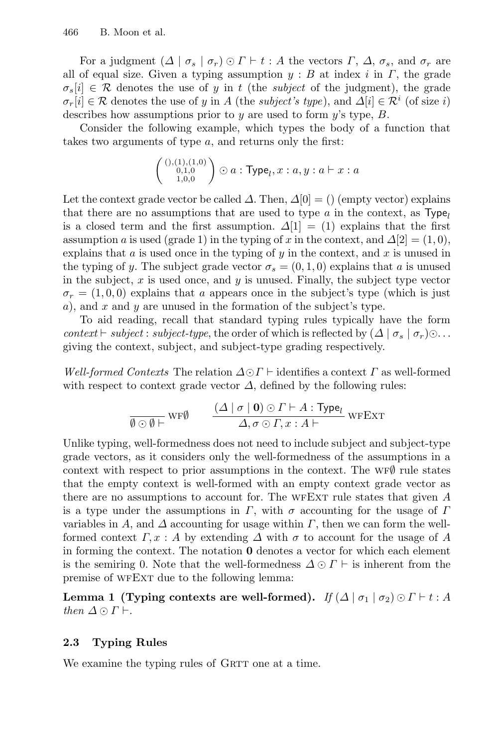For a judgment $(\Delta \mid \sigma_s \mid \sigma_r) \odot \Gamma \vdash t : A$ the vectors $\Gamma$, $\Delta$, $\sigma_s$, and $\sigma_r$ are all of equal size. Given a typing assumption $y : B$ at index $i$ in $\Gamma$, the grade $\sigma_s[i] \in \mathcal{R}$ denotes the use of $y$ in $t$ (the *subject* of the judgment), the grade $\sigma_r[i] \in \mathcal{R}$ denotes the use of $y$ in $A$ (the *subject's type*), and $\Delta[i] \in \mathcal{R}^i$ (of size $i$) describes how assumptions prior to $y$ are used to form $y$'s type, $B$.

Consider the following example, which types the body of a function that takes two arguments of type $a$, and returns only the first:

$$\left( \begin{smallmatrix} (),(1),(1,0) \\ 0,1,0 \\ 1,0,0 \end{smallmatrix} \right) \odot a : \mathsf{Type}_l, x : a, y : a \vdash x : a$$

Let the context grade vector be called $\Delta$. Then, $\Delta[0] = ()$ (empty vector) explains that there are no assumptions that are used to type $a$ in the context, as $\mathsf{Type}_l$ is a closed term and the first assumption. $\Delta[1] = (1)$ explains that the first assumption $a$ is used (grade 1) in the typing of $x$ in the context, and $\Delta[2] = (1, 0)$, explains that $a$ is used once in the typing of $y$ in the context, and $x$ is unused in the typing of $y$. The subject grade vector $\sigma_s = (0, 1, 0)$ explains that $a$ is unused in the subject, $x$ is used once, and $y$ is unused. Finally, the subject type vector $\sigma_r = (1, 0, 0)$ explains that $a$ appears once in the subject's type (which is just $a$), and $x$ and $y$ are unused in the formation of the subject's type.

To aid reading, recall that standard typing rules typically have the form *context* $\vdash$ *subject* : *subject-type*, the order of which is reflected by $(\Delta \mid \sigma_s \mid \sigma_r) \odot \ldots$ giving the context, subject, and subject-type grading respectively.

*Well-formed Contexts* The relation $\Delta \odot \Gamma \vdash$ identifies a context $\Gamma$ as well-formed with respect to context grade vector $\Delta$, defined by the following rules:

$$\frac{}{\emptyset \odot \emptyset \vdash} \text{WF}\emptyset \qquad \frac{(\Delta \mid \sigma \mid \mathbf{0}) \odot \Gamma \vdash A : \mathsf{Type}_l}{\Delta, \sigma \odot \Gamma, x : A \vdash} \text{WFEXT}$$

Unlike typing, well-formedness does not need to include subject and subject-type grade vectors, as it considers only the well-formedness of the assumptions in a context with respect to prior assumptions in the context. The WF$\emptyset$ rule states that the empty context is well-formed with an empty context grade vector as there are no assumptions to account for. The WFEXT rule states that given $A$ is a type under the assumptions in $\Gamma$, with $\sigma$ accounting for the usage of $\Gamma$ variables in $A$, and $\Delta$ accounting for usage within $\Gamma$, then we can form the well-formed context $\Gamma, x : A$ by extending $\Delta$ with $\sigma$ to account for the usage of $A$ in forming the context. The notation $\mathbf{0}$ denotes a vector for which each element is the semiring 0. Note that the well-formedness $\Delta \odot \Gamma \vdash$ is inherent from the premise of WFEXT due to the following lemma:

**Lemma 1 (Typing contexts are well-formed).** *If* $(\Delta \mid \sigma_1 \mid \sigma_2) \odot \Gamma \vdash t : A$ *then* $\Delta \odot \Gamma \vdash$.

### 2.3 Typing Rules

We examine the typing rules of GRTT one at a time.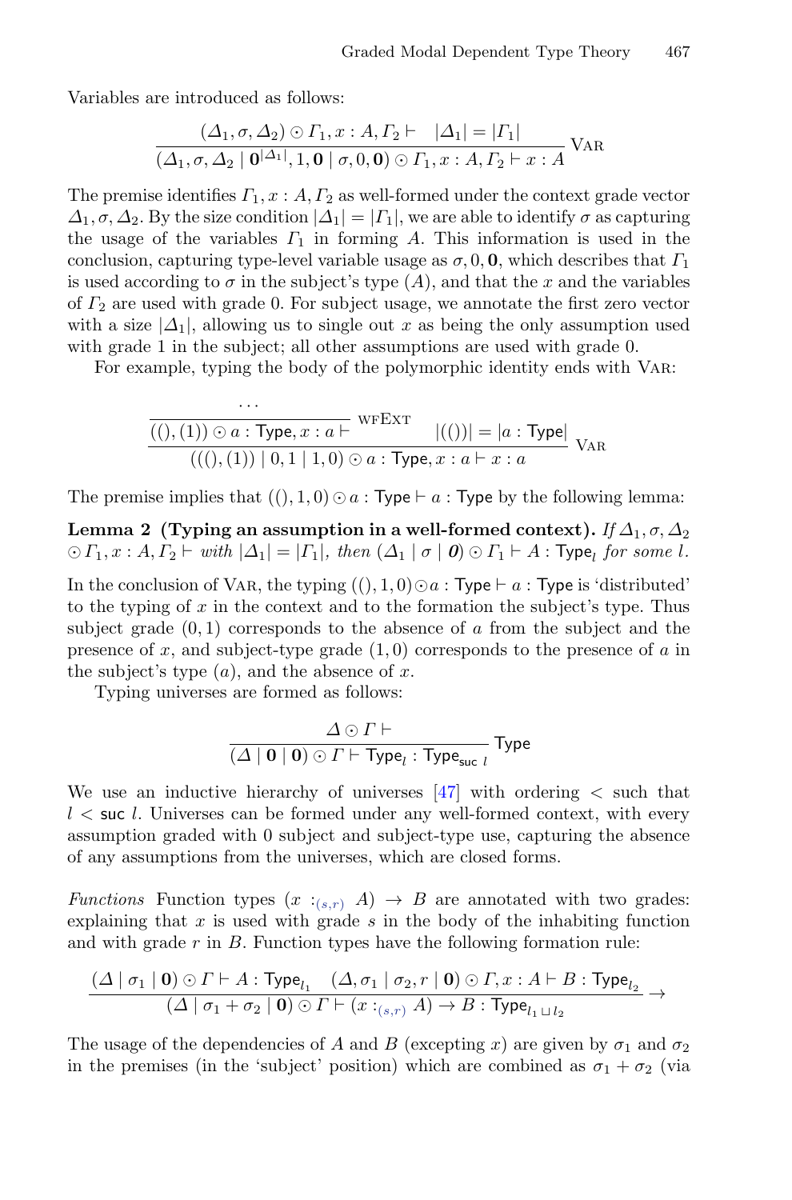Variables are introduced as follows:

$$\frac{(\Delta_1, \sigma, \Delta_2) \odot \Gamma_1, x : A, \Gamma_2 \vdash \quad |\Delta_1| = |\Gamma_1|}{(\Delta_1, \sigma, \Delta_2 \mid \mathbf{0}^{|\Delta_1|}, 1, \mathbf{0} \mid \sigma, 0, \mathbf{0}) \odot \Gamma_1, x : A, \Gamma_2 \vdash x : A} \text{ VAR}$$

The premise identifies $\Gamma_1, x : A, \Gamma_2$ as well-formed under the context grade vector $\Delta_1, \sigma, \Delta_2$. By the size condition $|\Delta_1| = |\Gamma_1|$, we are able to identify $\sigma$ as capturing the usage of the variables $\Gamma_1$ in forming $A$. This information is used in the conclusion, capturing type-level variable usage as $\sigma, 0, \mathbf{0}$, which describes that $\Gamma_1$ is used according to $\sigma$ in the subject's type ($A$), and that the $x$ and the variables of $\Gamma_2$ are used with grade 0. For subject usage, we annotate the first zero vector with a size $|\Delta_1|$, allowing us to single out $x$ as being the only assumption used with grade 1 in the subject; all other assumptions are used with grade 0.

For example, typing the body of the polymorphic identity ends with VAR:

$$\frac{\dfrac{\cdots}{((), (1)) \odot a : \mathsf{Type}, x : a \vdash} \text{ WFEXT} \quad |(())| = |a : \mathsf{Type}|}{(((), (1)) \mid 0, 1 \mid 1, 0) \odot a : \mathsf{Type}, x : a \vdash x : a} \text{ VAR}$$

The premise implies that $((), 1, 0) \odot a : \mathsf{Type} \vdash a : \mathsf{Type}$ by the following lemma:

**Lemma 2 (Typing an assumption in a well-formed context).** *If $\Delta_1, \sigma, \Delta_2 \odot \Gamma_1, x : A, \Gamma_2 \vdash$ with $|\Delta_1| = |\Gamma_1|$, then $(\Delta_1 \mid \sigma \mid \mathbf{0}) \odot \Gamma_1 \vdash A : \mathsf{Type}_l$ for some $l$.*

In the conclusion of VAR, the typing $((), 1, 0) \odot a : \mathsf{Type} \vdash a : \mathsf{Type}$ is 'distributed' to the typing of $x$ in the context and to the formation the subject's type. Thus subject grade $(0, 1)$ corresponds to the absence of $a$ from the subject and the presence of $x$, and subject-type grade $(1, 0)$ corresponds to the presence of $a$ in the subject's type ($a$), and the absence of $x$.

Typing universes are formed as follows:

$$\frac{\Delta \odot \Gamma \vdash}{(\Delta \mid \mathbf{0} \mid \mathbf{0}) \odot \Gamma \vdash \mathsf{Type}_l : \mathsf{Type}_{\mathsf{suc}\ l}} \text{ Type}$$

We use an inductive hierarchy of universes [47] with ordering $<$ such that $l < \mathsf{suc}\ l$. Universes can be formed under any well-formed context, with every assumption graded with 0 subject and subject-type use, capturing the absence of any assumptions from the universes, which are closed forms.

*Functions* Function types $(x :_{(s,r)} A) \to B$ are annotated with two grades: explaining that $x$ is used with grade $s$ in the body of the inhabiting function and with grade $r$ in $B$. Function types have the following formation rule:

$$\frac{(\Delta \mid \sigma_1 \mid \mathbf{0}) \odot \Gamma \vdash A : \mathsf{Type}_{l_1} \quad (\Delta, \sigma_1 \mid \sigma_2, r \mid \mathbf{0}) \odot \Gamma, x : A \vdash B : \mathsf{Type}_{l_2}}{(\Delta \mid \sigma_1 + \sigma_2 \mid \mathbf{0}) \odot \Gamma \vdash (x :_{(s,r)} A) \to B : \mathsf{Type}_{l_1 \sqcup l_2}} \to$$

The usage of the dependencies of $A$ and $B$ (excepting $x$) are given by $\sigma_1$ and $\sigma_2$ in the premises (in the 'subject' position) which are combined as $\sigma_1 + \sigma_2$ (via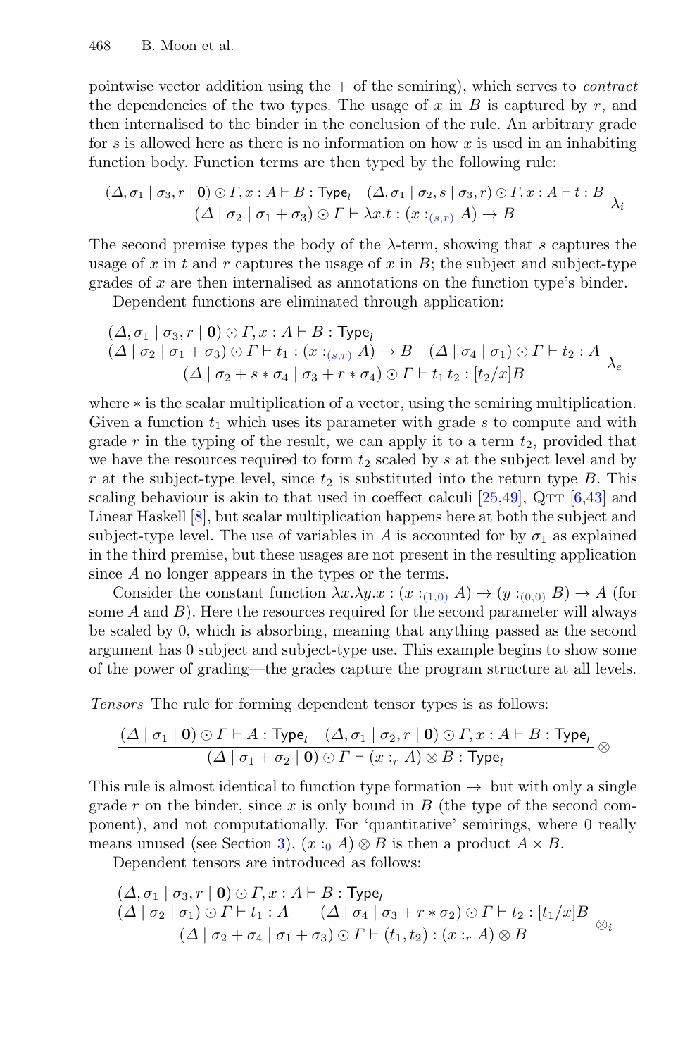pointwise vector addition using the $+$ of the semiring), which serves to *contract* the dependencies of the two types. The usage of $x$ in $B$ is captured by $r$, and then internalised to the binder in the conclusion of the rule. An arbitrary grade for $s$ is allowed here as there is no information on how $x$ is used in an inhabiting function body. Function terms are then typed by the following rule:

$$\frac{(\Delta, \sigma_1 \mid \sigma_3, r \mid \mathbf{0}) \odot \Gamma, x : A \vdash B : \mathsf{Type}_l \quad (\Delta, \sigma_1 \mid \sigma_2, s \mid \sigma_3, r) \odot \Gamma, x : A \vdash t : B}{(\Delta \mid \sigma_2 \mid \sigma_1 + \sigma_3) \odot \Gamma \vdash \lambda x.t : (x :_{(s,r)} A) \to B} \lambda_i$$

The second premise types the body of the $\lambda$-term, showing that $s$ captures the usage of $x$ in $t$ and $r$ captures the usage of $x$ in $B$; the subject and subject-type grades of $x$ are then internalised as annotations on the function type's binder.

Dependent functions are eliminated through application:

$$\frac{\begin{array}{c}(\Delta, \sigma_1 \mid \sigma_3, r \mid \mathbf{0}) \odot \Gamma, x : A \vdash B : \mathsf{Type}_l \\ (\Delta \mid \sigma_2 \mid \sigma_1 + \sigma_3) \odot \Gamma \vdash t_1 : (x :_{(s,r)} A) \to B \quad (\Delta \mid \sigma_4 \mid \sigma_1) \odot \Gamma \vdash t_2 : A\end{array}}{(\Delta \mid \sigma_2 + s * \sigma_4 \mid \sigma_3 + r * \sigma_4) \odot \Gamma \vdash t_1\, t_2 : [t_2/x]B} \lambda_e$$

where $*$ is the scalar multiplication of a vector, using the semiring multiplication. Given a function $t_1$ which uses its parameter with grade $s$ to compute and with grade $r$ in the typing of the result, we can apply it to a term $t_2$, provided that we have the resources required to form $t_2$ scaled by $s$ at the subject level and by $r$ at the subject-type level, since $t_2$ is substituted into the return type $B$. This scaling behaviour is akin to that used in coeffect calculi [25,49], QTT [6,43] and Linear Haskell [8], but scalar multiplication happens here at both the subject and subject-type level. The use of variables in $A$ is accounted for by $\sigma_1$ as explained in the third premise, but these usages are not present in the resulting application since $A$ no longer appears in the types or the terms.

Consider the constant function $\lambda x.\lambda y.x : (x :_{(1,0)} A) \to (y :_{(0,0)} B) \to A$ (for some $A$ and $B$). Here the resources required for the second parameter will always be scaled by 0, which is absorbing, meaning that anything passed as the second argument has 0 subject and subject-type use. This example begins to show some of the power of grading—the grades capture the program structure at all levels.

*Tensors* The rule for forming dependent tensor types is as follows:

$$\frac{(\Delta \mid \sigma_1 \mid \mathbf{0}) \odot \Gamma \vdash A : \mathsf{Type}_l \quad (\Delta, \sigma_1 \mid \sigma_2, r \mid \mathbf{0}) \odot \Gamma, x : A \vdash B : \mathsf{Type}_l}{(\Delta \mid \sigma_1 + \sigma_2 \mid \mathbf{0}) \odot \Gamma \vdash (x :_r A) \otimes B : \mathsf{Type}_l} \otimes$$

This rule is almost identical to function type formation $\to$ but with only a single grade $r$ on the binder, since $x$ is only bound in $B$ (the type of the second component), and not computationally. For 'quantitative' semirings, where 0 really means unused (see Section 3), $(x :_0 A) \otimes B$ is then a product $A \times B$.

Dependent tensors are introduced as follows:

$$\frac{\begin{array}{c}(\Delta, \sigma_1 \mid \sigma_3, r \mid \mathbf{0}) \odot \Gamma, x : A \vdash B : \mathsf{Type}_l \\ (\Delta \mid \sigma_2 \mid \sigma_1) \odot \Gamma \vdash t_1 : A \qquad (\Delta \mid \sigma_4 \mid \sigma_3 + r * \sigma_2) \odot \Gamma \vdash t_2 : [t_1/x]B\end{array}}{(\Delta \mid \sigma_2 + \sigma_4 \mid \sigma_1 + \sigma_3) \odot \Gamma \vdash (t_1, t_2) : (x :_r A) \otimes B} \otimes_i$$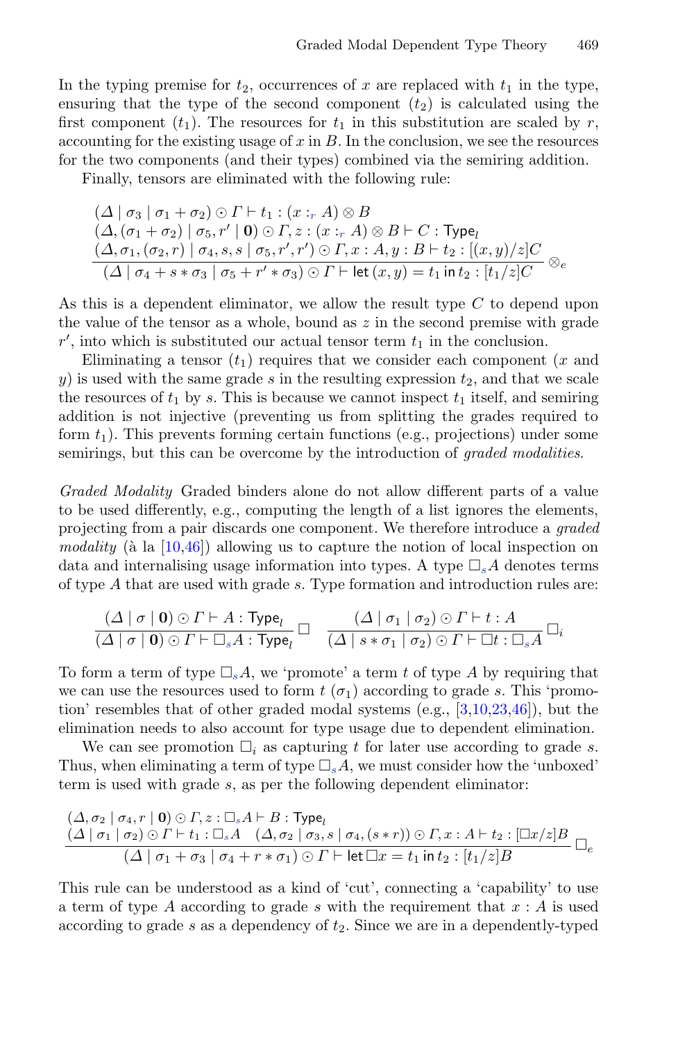In the typing premise for $t_2$, occurrences of $x$ are replaced with $t_1$ in the type, ensuring that the type of the second component ($t_2$) is calculated using the first component ($t_1$). The resources for $t_1$ in this substitution are scaled by $r$, accounting for the existing usage of $x$ in $B$. In the conclusion, we see the resources for the two components (and their types) combined via the semiring addition.

Finally, tensors are eliminated with the following rule:

$$\frac{\begin{array}{l}(\Delta \mid \sigma_3 \mid \sigma_1 + \sigma_2) \odot \Gamma \vdash t_1 : (x :_r A) \otimes B \\ (\Delta, (\sigma_1 + \sigma_2) \mid \sigma_5, r' \mid \mathbf{0}) \odot \Gamma, z : (x :_r A) \otimes B \vdash C : \mathsf{Type}_l \\ (\Delta, \sigma_1, (\sigma_2, r) \mid \sigma_4, s, s \mid \sigma_5, r', r') \odot \Gamma, x : A, y : B \vdash t_2 : [(x, y)/z]C\end{array}}{(\Delta \mid \sigma_4 + s * \sigma_3 \mid \sigma_5 + r' * \sigma_3) \odot \Gamma \vdash \mathsf{let}\,(x, y) = t_1 \,\mathsf{in}\, t_2 : [t_1/z]C} \otimes_e$$

As this is a dependent eliminator, we allow the result type $C$ to depend upon the value of the tensor as a whole, bound as $z$ in the second premise with grade $r'$, into which is substituted our actual tensor term $t_1$ in the conclusion.

Eliminating a tensor ($t_1$) requires that we consider each component ($x$ and $y$) is used with the same grade $s$ in the resulting expression $t_2$, and that we scale the resources of $t_1$ by $s$. This is because we cannot inspect $t_1$ itself, and semiring addition is not injective (preventing us from splitting the grades required to form $t_1$). This prevents forming certain functions (e.g., projections) under some semirings, but this can be overcome by the introduction of *graded modalities*.

*Graded Modality* Graded binders alone do not allow different parts of a value to be used differently, e.g., computing the length of a list ignores the elements, projecting from a pair discards one component. We therefore introduce a *graded modality* (à la [10,46]) allowing us to capture the notion of local inspection on data and internalising usage information into types. A type $\Box_s A$ denotes terms of type $A$ that are used with grade $s$. Type formation and introduction rules are:

$$\frac{(\Delta \mid \sigma \mid \mathbf{0}) \odot \Gamma \vdash A : \mathsf{Type}_l}{(\Delta \mid \sigma \mid \mathbf{0}) \odot \Gamma \vdash \Box_s A : \mathsf{Type}_l} \Box \qquad \frac{(\Delta \mid \sigma_1 \mid \sigma_2) \odot \Gamma \vdash t : A}{(\Delta \mid s * \sigma_1 \mid \sigma_2) \odot \Gamma \vdash \Box t : \Box_s A} \Box_i$$

To form a term of type $\Box_s A$, we 'promote' a term $t$ of type $A$ by requiring that we can use the resources used to form $t$ ($\sigma_1$) according to grade $s$. This 'promotion' resembles that of other graded modal systems (e.g., [3,10,23,46]), but the elimination needs to also account for type usage due to dependent elimination.

We can see promotion $\Box_i$ as capturing $t$ for later use according to grade $s$. Thus, when eliminating a term of type $\Box_s A$, we must consider how the 'unboxed' term is used with grade $s$, as per the following dependent eliminator:

$$\frac{\begin{array}{l}(\Delta, \sigma_2 \mid \sigma_4, r \mid \mathbf{0}) \odot \Gamma, z : \Box_s A \vdash B : \mathsf{Type}_l \\ (\Delta \mid \sigma_1 \mid \sigma_2) \odot \Gamma \vdash t_1 : \Box_s A \quad (\Delta, \sigma_2 \mid \sigma_3, s \mid \sigma_4, (s * r)) \odot \Gamma, x : A \vdash t_2 : [\Box x/z]B\end{array}}{(\Delta \mid \sigma_1 + \sigma_3 \mid \sigma_4 + r * \sigma_1) \odot \Gamma \vdash \mathsf{let}\,\Box x = t_1 \,\mathsf{in}\, t_2 : [t_1/z]B} \Box_e$$

This rule can be understood as a kind of 'cut', connecting a 'capability' to use a term of type $A$ according to grade $s$ with the requirement that $x : A$ is used according to grade $s$ as a dependency of $t_2$. Since we are in a dependently-typed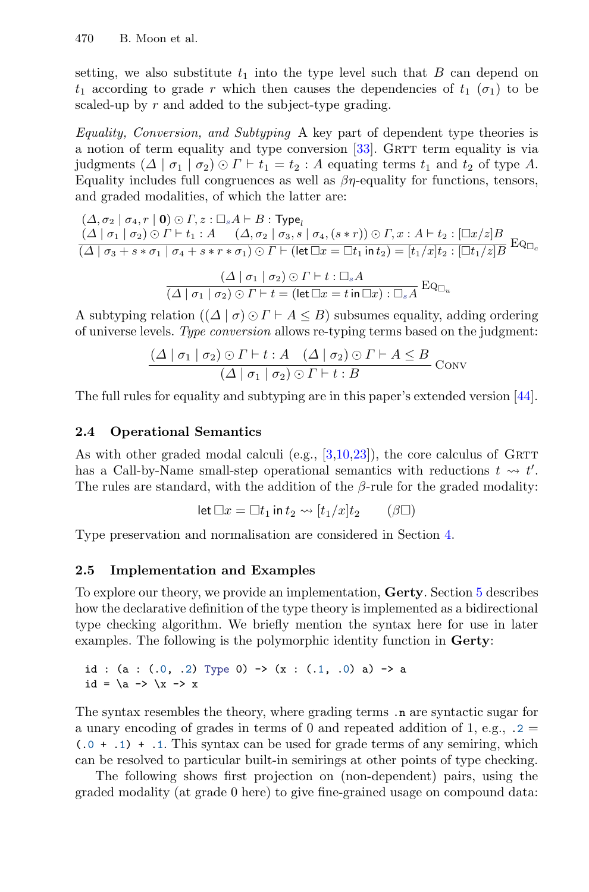setting, we also substitute $t_1$ into the type level such that $B$ can depend on $t_1$ according to grade $r$ which then causes the dependencies of $t_1$ ($\sigma_1$) to be scaled-up by $r$ and added to the subject-type grading.

*Equality, Conversion, and Subtyping* A key part of dependent type theories is a notion of term equality and type conversion [33]. GRTT term equality is via judgments $(\Delta \mid \sigma_1 \mid \sigma_2) \odot \Gamma \vdash t_1 = t_2 : A$ equating terms $t_1$ and $t_2$ of type $A$. Equality includes full congruences as well as $\beta\eta$-equality for functions, tensors, and graded modalities, of which the latter are:

$$\frac{\begin{array}{c}(\Delta, \sigma_2 \mid \sigma_4, r \mid \mathbf{0}) \odot \Gamma, z : \Box_s A \vdash B : \mathsf{Type}_l \\ (\Delta \mid \sigma_1 \mid \sigma_2) \odot \Gamma \vdash t_1 : A \quad (\Delta, \sigma_2 \mid \sigma_3, s \mid \sigma_4, (s * r)) \odot \Gamma, x : A \vdash t_2 : [\Box x/z]B\end{array}}{(\Delta \mid \sigma_3 + s * \sigma_1 \mid \sigma_4 + s * r * \sigma_1) \odot \Gamma \vdash (\mathsf{let}\, \Box x = \Box t_1 \,\mathsf{in}\, t_2) = [t_1/x]t_2 : [\Box t_1/z]B} \text{EQ}_{\Box_c}$$

$$\frac{(\Delta \mid \sigma_1 \mid \sigma_2) \odot \Gamma \vdash t : \Box_s A}{(\Delta \mid \sigma_1 \mid \sigma_2) \odot \Gamma \vdash t = (\mathsf{let}\, \Box x = t \,\mathsf{in}\, \Box x) : \Box_s A} \text{EQ}_{\Box_u}$$

A subtyping relation ($(\Delta \mid \sigma) \odot \Gamma \vdash A \leq B$) subsumes equality, adding ordering of universe levels. *Type conversion* allows re-typing terms based on the judgment:

$$\frac{(\Delta \mid \sigma_1 \mid \sigma_2) \odot \Gamma \vdash t : A \quad (\Delta \mid \sigma_2) \odot \Gamma \vdash A \leq B}{(\Delta \mid \sigma_1 \mid \sigma_2) \odot \Gamma \vdash t : B} \text{CONV}$$

The full rules for equality and subtyping are in this paper's extended version [44].

### 2.4 Operational Semantics

As with other graded modal calculi (e.g., [3,10,23]), the core calculus of GRTT has a Call-by-Name small-step operational semantics with reductions $t \rightsquigarrow t'$. The rules are standard, with the addition of the $\beta$-rule for the graded modality:

$$\mathsf{let}\, \Box x = \Box t_1 \,\mathsf{in}\, t_2 \rightsquigarrow [t_1/x]t_2 \qquad (\beta\Box)$$

Type preservation and normalisation are considered in Section 4.

### 2.5 Implementation and Examples

To explore our theory, we provide an implementation, **Gerty**. Section 5 describes how the declarative definition of the type theory is implemented as a bidirectional type checking algorithm. We briefly mention the syntax here for use in later examples. The following is the polymorphic identity function in **Gerty**:

```
id : (a : (.0, .2) Type 0) -> (x : (.1, .0) a) -> a
id = \a -> \x -> x
```

The syntax resembles the theory, where grading terms `.n` are syntactic sugar for a unary encoding of grades in terms of 0 and repeated addition of 1, e.g., `.2` = `(.0 + .1) + .1`. This syntax can be used for grade terms of any semiring, which can be resolved to particular built-in semirings at other points of type checking.

The following shows first projection on (non-dependent) pairs, using the graded modality (at grade 0 here) to give fine-grained usage on compound data: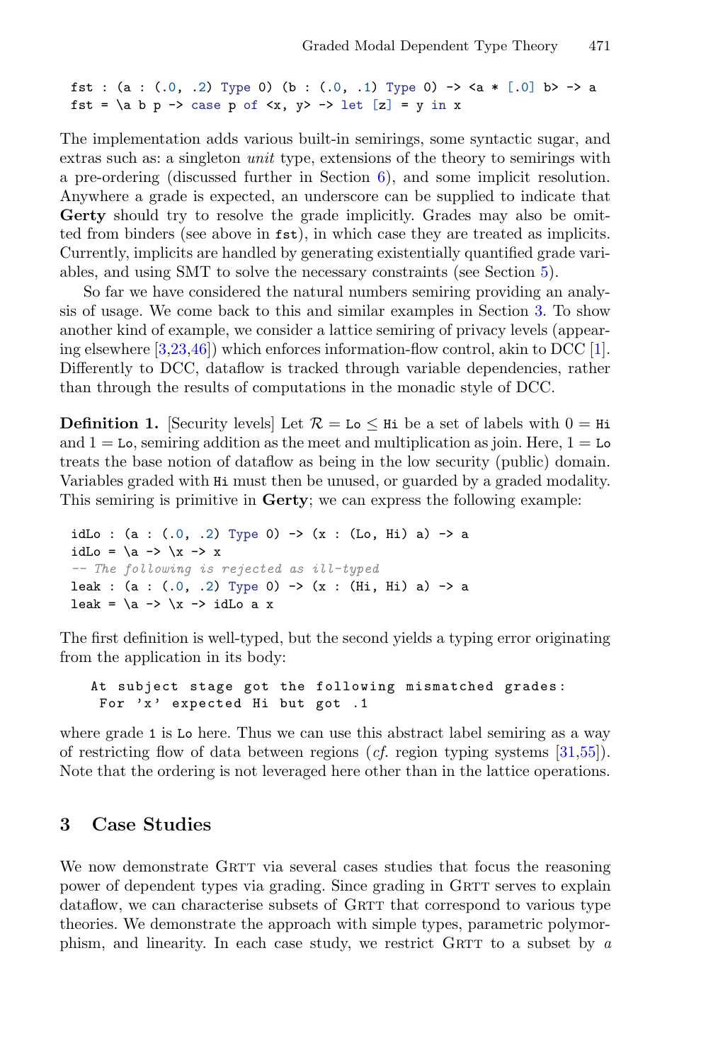```
fst : (a : (.0, .2) Type 0) (b : (.0, .1) Type 0) -> <a * [.0] b> -> a
fst = \a b p -> case p of <x, y> -> let [z] = y in x
```

The implementation adds various built-in semirings, some syntactic sugar, and extras such as: a singleton *unit* type, extensions of the theory to semirings with a pre-ordering (discussed further in Section 6), and some implicit resolution. Anywhere a grade is expected, an underscore can be supplied to indicate that **Gerty** should try to resolve the grade implicitly. Grades may also be omitted from binders (see above in `fst`), in which case they are treated as implicits. Currently, implicits are handled by generating existentially quantified grade variables, and using SMT to solve the necessary constraints (see Section 5).

So far we have considered the natural numbers semiring providing an analysis of usage. We come back to this and similar examples in Section 3. To show another kind of example, we consider a lattice semiring of privacy levels (appearing elsewhere [3,23,46]) which enforces information-flow control, akin to DCC [1]. Differently to DCC, dataflow is tracked through variable dependencies, rather than through the results of computations in the monadic style of DCC.

**Definition 1.** [Security levels] Let $\mathcal{R} = \texttt{Lo} \leq \texttt{Hi}$ be a set of labels with $0 = \texttt{Hi}$ and $1 = \texttt{Lo}$, semiring addition as the meet and multiplication as join. Here, $1 = \texttt{Lo}$ treats the base notion of dataflow as being in the low security (public) domain. Variables graded with `Hi` must then be unused, or guarded by a graded modality. This semiring is primitive in **Gerty**; we can express the following example:

```
idLo : (a : (.0, .2) Type 0) -> (x : (Lo, Hi) a) -> a
idLo = \a -> \x -> x
-- The following is rejected as ill-typed
leak : (a : (.0, .2) Type 0) -> (x : (Hi, Hi) a) -> a
leak = \a -> \x -> idLo a x
```

The first definition is well-typed, but the second yields a typing error originating from the application in its body:

```
At subject stage got the following mismatched grades:
 For 'x' expected Hi but got .1
```

where grade `1` is `Lo` here. Thus we can use this abstract label semiring as a way of restricting flow of data between regions (*cf.* region typing systems [31,55]). Note that the ordering is not leveraged here other than in the lattice operations.

## 3 Case Studies

We now demonstrate GRTT via several cases studies that focus the reasoning power of dependent types via grading. Since grading in GRTT serves to explain dataflow, we can characterise subsets of GRTT that correspond to various type theories. We demonstrate the approach with simple types, parametric polymorphism, and linearity. In each case study, we restrict GRTT to a subset by *a*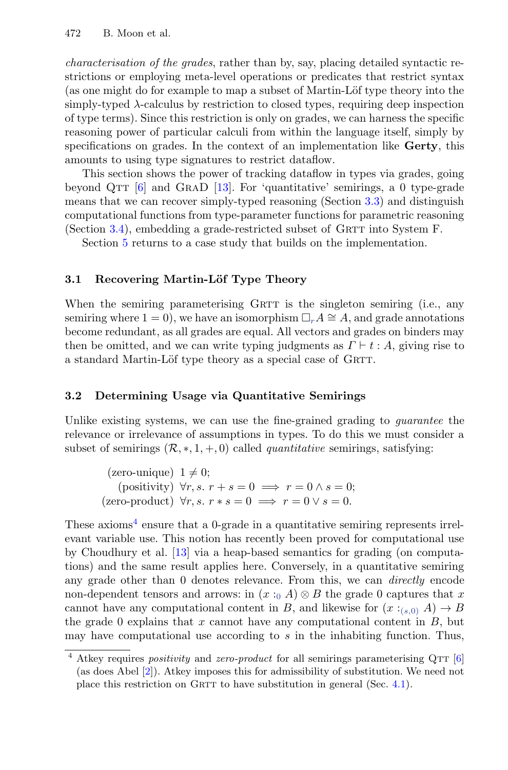*characterisation of the grades*, rather than by, say, placing detailed syntactic restrictions or employing meta-level operations or predicates that restrict syntax (as one might do for example to map a subset of Martin-Löf type theory into the simply-typed λ-calculus by restriction to closed types, requiring deep inspection of type terms). Since this restriction is only on grades, we can harness the specific reasoning power of particular calculi from within the language itself, simply by specifications on grades. In the context of an implementation like **Gerty**, this amounts to using type signatures to restrict dataflow.

This section shows the power of tracking dataflow in types via grades, going beyond QTT [6] and GRAD [13]. For 'quantitative' semirings, a 0 type-grade means that we can recover simply-typed reasoning (Section 3.3) and distinguish computational functions from type-parameter functions for parametric reasoning (Section 3.4), embedding a grade-restricted subset of GRTT into System F.

Section 5 returns to a case study that builds on the implementation.

### 3.1 Recovering Martin-Löf Type Theory

When the semiring parameterising GRTT is the singleton semiring (i.e., any semiring where $1 = 0$), we have an isomorphism $\Box_r A \cong A$, and grade annotations become redundant, as all grades are equal. All vectors and grades on binders may then be omitted, and we can write typing judgments as $\Gamma \vdash t : A$, giving rise to a standard Martin-Löf type theory as a special case of GRTT.

### 3.2 Determining Usage via Quantitative Semirings

Unlike existing systems, we can use the fine-grained grading to *guarantee* the relevance or irrelevance of assumptions in types. To do this we must consider a subset of semirings $(\mathcal{R}, *, 1, +, 0)$ called *quantitative* semirings, satisfying:

$$
\begin{array}{rl}
\text{(zero-unique)} & 1 \neq 0; \\
\text{(positivity)} & \forall r, s.\ r + s = 0 \implies r = 0 \wedge s = 0; \\
\text{(zero-product)} & \forall r, s.\ r * s = 0 \implies r = 0 \vee s = 0.
\end{array}
$$

These axioms[4] ensure that a 0-grade in a quantitative semiring represents irrelevant variable use. This notion has recently been proved for computational use by Choudhury et al. [13] via a heap-based semantics for grading (on computations) and the same result applies here. Conversely, in a quantitative semiring any grade other than 0 denotes relevance. From this, we can *directly* encode non-dependent tensors and arrows: in $(x :_0 A) \otimes B$ the grade 0 captures that $x$ cannot have any computational content in $B$, and likewise for $(x :_{(s,0)} A) \to B$ the grade 0 explains that $x$ cannot have any computational content in $B$, but may have computational use according to $s$ in the inhabiting function. Thus,

[4] Atkey requires *positivity* and *zero-product* for all semirings parameterising QTT [6] (as does Abel [2]). Atkey imposes this for admissibility of substitution. We need not place this restriction on GRTT to have substitution in general (Sec. 4.1).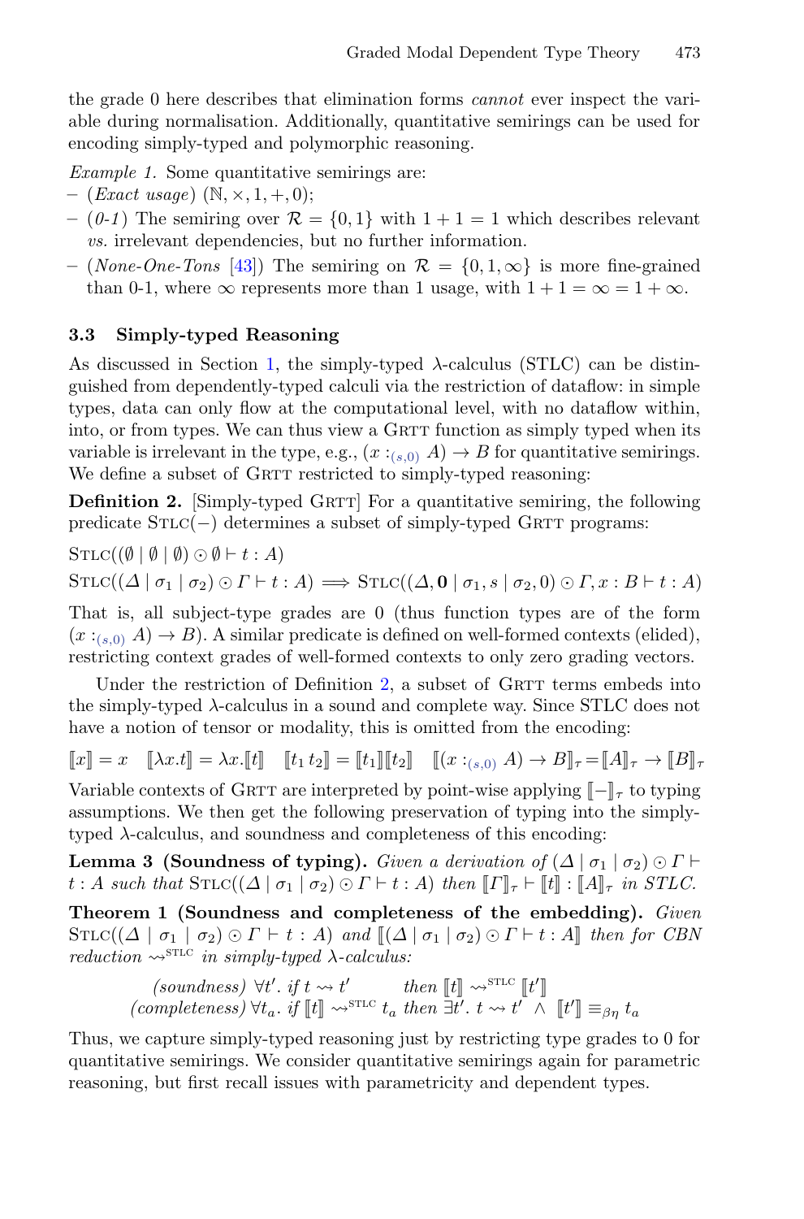the grade 0 here describes that elimination forms *cannot* ever inspect the variable during normalisation. Additionally, quantitative semirings can be used for encoding simply-typed and polymorphic reasoning.

*Example 1.* Some quantitative semirings are:

- (*Exact usage*) $(\mathbb{N}, \times, 1, +, 0)$;
- (*0-1*) The semiring over $\mathcal{R} = \{0, 1\}$ with $1 + 1 = 1$ which describes relevant *vs.* irrelevant dependencies, but no further information.
- (*None-One-Tons* [43]) The semiring on $\mathcal{R} = \{0, 1, \infty\}$ is more fine-grained than 0-1, where $\infty$ represents more than 1 usage, with $1 + 1 = \infty = 1 + \infty$.

### 3.3 Simply-typed Reasoning

As discussed in Section 1, the simply-typed $\lambda$-calculus (STLC) can be distinguished from dependently-typed calculi via the restriction of dataflow: in simple types, data can only flow at the computational level, with no dataflow within, into, or from types. We can thus view a GRTT function as simply typed when its variable is irrelevant in the type, e.g., $(x :_{(s,0)} A) \to B$ for quantitative semirings. We define a subset of GRTT restricted to simply-typed reasoning:

**Definition 2.** [Simply-typed GRTT] For a quantitative semiring, the following predicate $\textsc{Stlc}(-)$ determines a subset of simply-typed GRTT programs:

$$\textsc{Stlc}((\emptyset \mid \emptyset \mid \emptyset) \odot \emptyset \vdash t : A)$$

$$\textsc{Stlc}((\Delta \mid \sigma_1 \mid \sigma_2) \odot \Gamma \vdash t : A) \implies \textsc{Stlc}((\Delta, \mathbf{0} \mid \sigma_1, s \mid \sigma_2, 0) \odot \Gamma, x : B \vdash t : A)$$

That is, all subject-type grades are 0 (thus function types are of the form $(x :_{(s,0)} A) \to B$). A similar predicate is defined on well-formed contexts (elided), restricting context grades of well-formed contexts to only zero grading vectors.

Under the restriction of Definition 2, a subset of GRTT terms embeds into the simply-typed $\lambda$-calculus in a sound and complete way. Since STLC does not have a notion of tensor or modality, this is omitted from the encoding:

$$[\![x]\!] = x \quad [\![\lambda x.t]\!] = \lambda x.[\![t]\!] \quad [\![t_1\, t_2]\!] = [\![t_1]\!][\![t_2]\!] \quad [\![(x :_{(s,0)} A) \to B]\!]_\tau = [\![A]\!]_\tau \to [\![B]\!]_\tau$$

Variable contexts of GRTT are interpreted by point-wise applying $[\![-]\!]_\tau$ to typing assumptions. We then get the following preservation of typing into the simply-typed $\lambda$-calculus, and soundness and completeness of this encoding:

**Lemma 3 (Soundness of typing).** *Given a derivation of $(\Delta \mid \sigma_1 \mid \sigma_2) \odot \Gamma \vdash t : A$ such that $\textsc{Stlc}((\Delta \mid \sigma_1 \mid \sigma_2) \odot \Gamma \vdash t : A)$ then $[\![\Gamma]\!]_\tau \vdash [\![t]\!] : [\![A]\!]_\tau$ in STLC.*

**Theorem 1 (Soundness and completeness of the embedding).** *Given $\textsc{Stlc}((\Delta \mid \sigma_1 \mid \sigma_2) \odot \Gamma \vdash t : A)$ and $[\![(\Delta \mid \sigma_1 \mid \sigma_2) \odot \Gamma \vdash t : A]\!]$ then for CBN reduction $\leadsto^{\text{STLC}}$ in simply-typed $\lambda$-calculus:*

$$\begin{array}{lll} \textit{(soundness)} & \forall t'.\ \textit{if } t \leadsto t' & \textit{then } [\![t]\!] \leadsto^{\text{STLC}} [\![t']\!] \\ \textit{(completeness)} & \forall t_a.\ \textit{if } [\![t]\!] \leadsto^{\text{STLC}} t_a & \textit{then } \exists t'.\ t \leadsto t' \ \wedge\ [\![t']\!] \equiv_{\beta\eta} t_a \end{array}$$

Thus, we capture simply-typed reasoning just by restricting type grades to 0 for quantitative semirings. We consider quantitative semirings again for parametric reasoning, but first recall issues with parametricity and dependent types.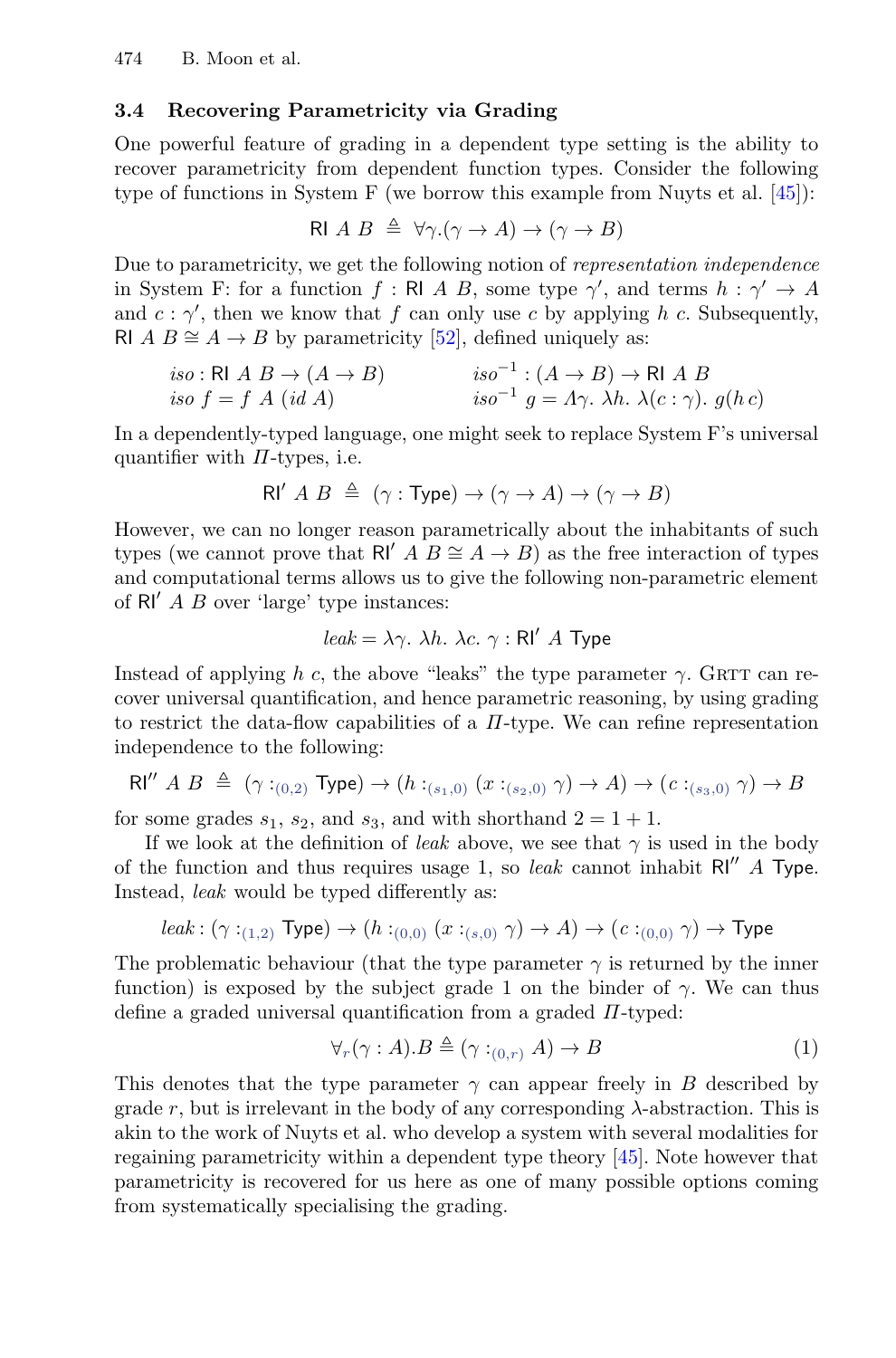### 3.4 Recovering Parametricity via Grading

One powerful feature of grading in a dependent type setting is the ability to recover parametricity from dependent function types. Consider the following type of functions in System F (we borrow this example from Nuyts et al. [45]):

$$\mathsf{RI}\ A\ B \ \triangleq\ \forall \gamma.(\gamma \to A) \to (\gamma \to B)$$

Due to parametricity, we get the following notion of *representation independence* in System F: for a function $f : \mathsf{RI}\ A\ B$, some type $\gamma'$, and terms $h : \gamma' \to A$ and $c : \gamma'$, then we know that $f$ can only use $c$ by applying $h\ c$. Subsequently, $\mathsf{RI}\ A\ B \cong A \to B$ by parametricity [52], defined uniquely as:

$$\begin{array}{ll} \mathit{iso} : \mathsf{RI}\ A\ B \to (A \to B) & \qquad \mathit{iso}^{-1} : (A \to B) \to \mathsf{RI}\ A\ B \\ \mathit{iso}\ f = f\ A\ (\mathit{id}\ A) & \qquad \mathit{iso}^{-1}\ g = \Lambda\gamma.\ \lambda h.\ \lambda(c : \gamma).\ g(h\,c) \end{array}$$

In a dependently-typed language, one might seek to replace System F's universal quantifier with $\Pi$-types, i.e.

$$\mathsf{RI}'\ A\ B \ \triangleq\ (\gamma : \mathsf{Type}) \to (\gamma \to A) \to (\gamma \to B)$$

However, we can no longer reason parametrically about the inhabitants of such types (we cannot prove that $\mathsf{RI}'\ A\ B \cong A \to B$) as the free interaction of types and computational terms allows us to give the following non-parametric element of $\mathsf{RI}'\ A\ B$ over 'large' type instances:

$$\mathit{leak} = \lambda\gamma.\ \lambda h.\ \lambda c.\ \gamma : \mathsf{RI}'\ A\ \mathsf{Type}$$

Instead of applying $h\ c$, the above "leaks" the type parameter $\gamma$. GRTT can recover universal quantification, and hence parametric reasoning, by using grading to restrict the data-flow capabilities of a $\Pi$-type. We can refine representation independence to the following:

$$\mathsf{RI}''\ A\ B \ \triangleq\ (\gamma :_{(0,2)} \mathsf{Type}) \to (h :_{(s_1,0)} (x :_{(s_2,0)} \gamma) \to A) \to (c :_{(s_3,0)} \gamma) \to B$$

for some grades $s_1$, $s_2$, and $s_3$, and with shorthand $2 = 1 + 1$.

If we look at the definition of *leak* above, we see that $\gamma$ is used in the body of the function and thus requires usage 1, so *leak* cannot inhabit $\mathsf{RI}''\ A\ \mathsf{Type}$. Instead, *leak* would be typed differently as:

$$\mathit{leak} : (\gamma :_{(1,2)} \mathsf{Type}) \to (h :_{(0,0)} (x :_{(s,0)} \gamma) \to A) \to (c :_{(0,0)} \gamma) \to \mathsf{Type}$$

The problematic behaviour (that the type parameter $\gamma$ is returned by the inner function) is exposed by the subject grade 1 on the binder of $\gamma$. We can thus define a graded universal quantification from a graded $\Pi$-typed:

$$\forall_r(\gamma : A).B \triangleq (\gamma :_{(0,r)} A) \to B \tag{1}$$

This denotes that the type parameter $\gamma$ can appear freely in $B$ described by grade $r$, but is irrelevant in the body of any corresponding $\lambda$-abstraction. This is akin to the work of Nuyts et al. who develop a system with several modalities for regaining parametricity within a dependent type theory [45]. Note however that parametricity is recovered for us here as one of many possible options coming from systematically specialising the grading.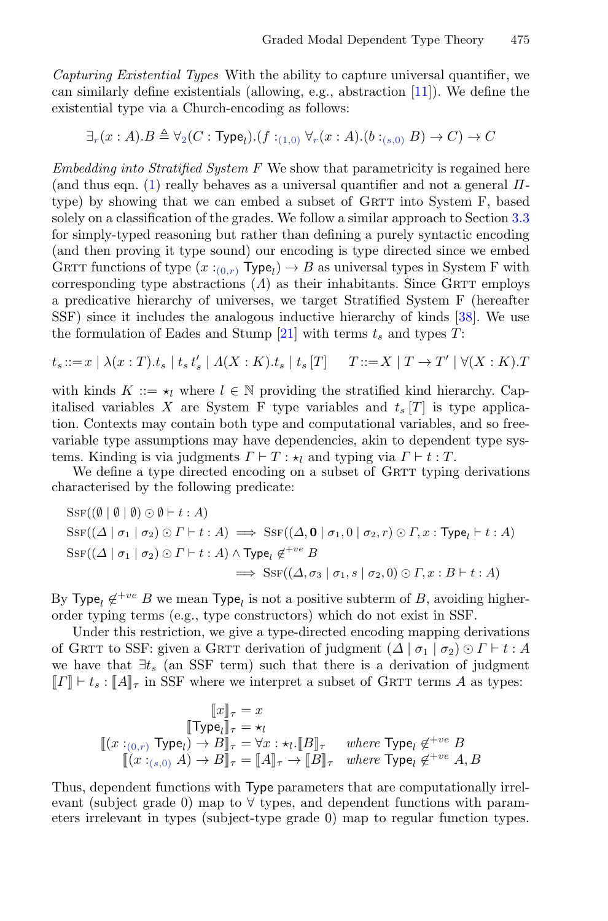*Capturing Existential Types* With the ability to capture universal quantifier, we can similarly define existentials (allowing, e.g., abstraction [11]). We define the existential type via a Church-encoding as follows:

$$\exists_r (x : A).B \triangleq \forall_2 (C : \mathsf{Type}_l).(f :_{(1,0)} \forall_r (x : A).(b :_{(s,0)} B) \to C) \to C$$

*Embedding into Stratified System F* We show that parametricity is regained here (and thus eqn. (1) really behaves as a universal quantifier and not a general $\Pi$-type) by showing that we can embed a subset of GRTT into System F, based solely on a classification of the grades. We follow a similar approach to Section 3.3 for simply-typed reasoning but rather than defining a purely syntactic encoding (and then proving it type sound) our encoding is type directed since we embed GRTT functions of type $(x :_{(0,r)} \mathsf{Type}_l) \to B$ as universal types in System F with corresponding type abstractions ($\Lambda$) as their inhabitants. Since GRTT employs a predicative hierarchy of universes, we target Stratified System F (hereafter SSF) since it includes the analogous inductive hierarchy of kinds [38]. We use the formulation of Eades and Stump [21] with terms $t_s$ and types $T$:

$$t_s ::= x \mid \lambda(x : T).t_s \mid t_s\, t'_s \mid \Lambda(X : K).t_s \mid t_s\,[T] \qquad T ::= X \mid T \to T' \mid \forall(X : K).T$$

with kinds $K ::= \star_l$ where $l \in \mathbb{N}$ providing the stratified kind hierarchy. Capitalised variables $X$ are System F type variables and $t_s\,[T]$ is type application. Contexts may contain both type and computational variables, and so free-variable type assumptions may have dependencies, akin to dependent type systems. Kinding is via judgments $\Gamma \vdash T : \star_l$ and typing via $\Gamma \vdash t : T$.

We define a type directed encoding on a subset of GRTT typing derivations characterised by the following predicate:

$$\begin{aligned}
&\textsc{Ssf}((\emptyset \mid \emptyset \mid \emptyset) \odot \emptyset \vdash t : A)\\
&\textsc{Ssf}((\Delta \mid \sigma_1 \mid \sigma_2) \odot \Gamma \vdash t : A) \implies \textsc{Ssf}((\Delta, \mathbf{0} \mid \sigma_1, 0 \mid \sigma_2, r) \odot \Gamma, x : \mathsf{Type}_l \vdash t : A)\\
&\textsc{Ssf}((\Delta \mid \sigma_1 \mid \sigma_2) \odot \Gamma \vdash t : A) \wedge \mathsf{Type}_l \not\in^{+ve} B\\
&\qquad\qquad\qquad\qquad \implies \textsc{Ssf}((\Delta, \sigma_3 \mid \sigma_1, s \mid \sigma_2, 0) \odot \Gamma, x : B \vdash t : A)
\end{aligned}$$

By $\mathsf{Type}_l \not\in^{+ve} B$ we mean $\mathsf{Type}_l$ is not a positive subterm of $B$, avoiding higher-order typing terms (e.g., type constructors) which do not exist in SSF.

Under this restriction, we give a type-directed encoding mapping derivations of GRTT to SSF: given a GRTT derivation of judgment $(\Delta \mid \sigma_1 \mid \sigma_2) \odot \Gamma \vdash t : A$ we have that $\exists t_s$ (an SSF term) such that there is a derivation of judgment $[\![\Gamma]\!] \vdash t_s : [\![A]\!]_\tau$ in SSF where we interpret a subset of GRTT terms $A$ as types:

$$\begin{aligned}
[\![x]\!]_\tau &= x\\
[\![\mathsf{Type}_l]\!]_\tau &= \star_l\\
[\![(x :_{(0,r)} \mathsf{Type}_l) \to B]\!]_\tau &= \forall x : \star_l . [\![B]\!]_\tau \quad && \textit{where } \mathsf{Type}_l \not\in^{+ve} B\\
[\![(x :_{(s,0)} A) \to B]\!]_\tau &= [\![A]\!]_\tau \to [\![B]\!]_\tau && \textit{where } \mathsf{Type}_l \not\in^{+ve} A, B
\end{aligned}$$

Thus, dependent functions with $\mathsf{Type}$ parameters that are computationally irrelevant (subject grade 0) map to $\forall$ types, and dependent functions with parameters irrelevant in types (subject-type grade 0) map to regular function types.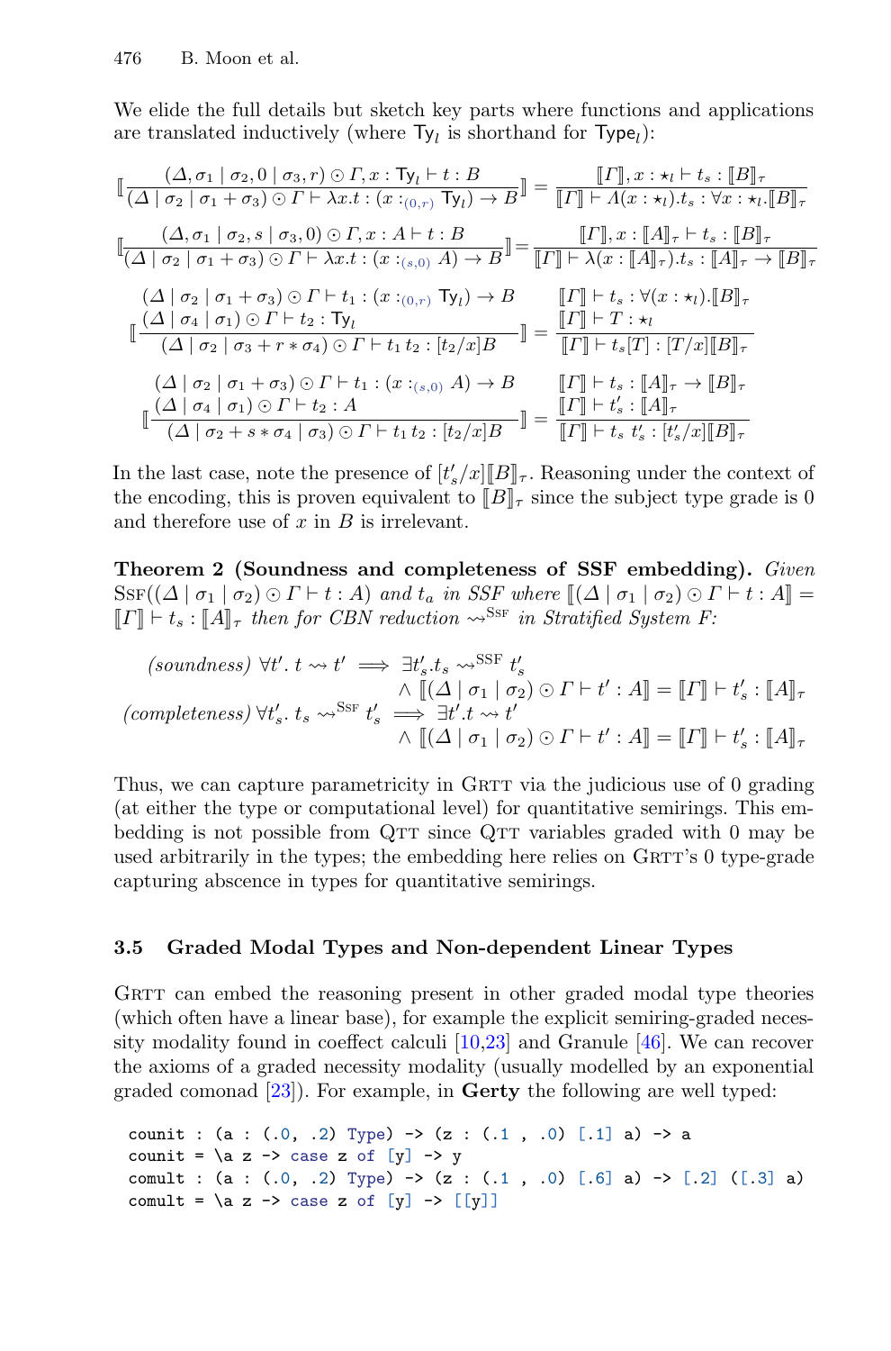We elide the full details but sketch key parts where functions and applications are translated inductively (where $\mathsf{Ty}_l$ is shorthand for $\mathsf{Type}_l$):

$$\left[\!\!\left[\frac{(\Delta, \sigma_1 \mid \sigma_2, 0 \mid \sigma_3, r) \odot \Gamma, x : \mathsf{Ty}_l \vdash t : B}{(\Delta \mid \sigma_2 \mid \sigma_1 + \sigma_3) \odot \Gamma \vdash \lambda x.t : (x :_{(0,r)} \mathsf{Ty}_l) \to B}\right]\!\!\right] = \frac{[\![\Gamma]\!], x : \star_l \vdash t_s : [\![B]\!]_\tau}{[\![\Gamma]\!] \vdash \Lambda(x : \star_l).t_s : \forall x : \star_l.[\![B]\!]_\tau}$$

$$\left[\!\!\left[\frac{(\Delta, \sigma_1 \mid \sigma_2, s \mid \sigma_3, 0) \odot \Gamma, x : A \vdash t : B}{(\Delta \mid \sigma_2 \mid \sigma_1 + \sigma_3) \odot \Gamma \vdash \lambda x.t : (x :_{(s,0)} A) \to B}\right]\!\!\right] = \frac{[\![\Gamma]\!], x : [\![A]\!]_\tau \vdash t_s : [\![B]\!]_\tau}{[\![\Gamma]\!] \vdash \lambda(x : [\![A]\!]_\tau).t_s : [\![A]\!]_\tau \to [\![B]\!]_\tau}$$

$$\left[\!\!\left[\frac{\begin{array}{l}(\Delta \mid \sigma_2 \mid \sigma_1 + \sigma_3) \odot \Gamma \vdash t_1 : (x :_{(0,r)} \mathsf{Ty}_l) \to B \\ (\Delta \mid \sigma_4 \mid \sigma_1) \odot \Gamma \vdash t_2 : \mathsf{Ty}_l\end{array}}{(\Delta \mid \sigma_2 \mid \sigma_3 + r * \sigma_4) \odot \Gamma \vdash t_1\, t_2 : [t_2/x]B}\right]\!\!\right] = \frac{\begin{array}{l}[\![\Gamma]\!] \vdash t_s : \forall(x : \star_l).[\![B]\!]_\tau \\ [\![\Gamma]\!] \vdash T : \star_l\end{array}}{[\![\Gamma]\!] \vdash t_s[T] : [T/x][\![B]\!]_\tau}$$

$$\left[\!\!\left[\frac{\begin{array}{l}(\Delta \mid \sigma_2 \mid \sigma_1 + \sigma_3) \odot \Gamma \vdash t_1 : (x :_{(s,0)} A) \to B \\ (\Delta \mid \sigma_4 \mid \sigma_1) \odot \Gamma \vdash t_2 : A\end{array}}{(\Delta \mid \sigma_2 + s * \sigma_4 \mid \sigma_3) \odot \Gamma \vdash t_1\, t_2 : [t_2/x]B}\right]\!\!\right] = \frac{\begin{array}{l}[\![\Gamma]\!] \vdash t_s : [\![A]\!]_\tau \to [\![B]\!]_\tau \\ [\![\Gamma]\!] \vdash t'_s : [\![A]\!]_\tau\end{array}}{[\![\Gamma]\!] \vdash t_s\, t'_s : [t'_s/x][\![B]\!]_\tau}$$

In the last case, note the presence of $[t'_s/x][\![B]\!]_\tau$. Reasoning under the context of the encoding, this is proven equivalent to $[\![B]\!]_\tau$ since the subject type grade is 0 and therefore use of $x$ in $B$ is irrelevant.

**Theorem 2 (Soundness and completeness of SSF embedding).** *Given* $\mathrm{SSF}((\Delta \mid \sigma_1 \mid \sigma_2) \odot \Gamma \vdash t : A)$ *and* $t_a$ *in SSF where* $[\![(\Delta \mid \sigma_1 \mid \sigma_2) \odot \Gamma \vdash t : A]\!] = [\![\Gamma]\!] \vdash t_s : [\![A]\!]_\tau$ *then for CBN reduction* $\rightsquigarrow^{\mathrm{SSF}}$ *in Stratified System F:*

$$\begin{array}{rl}(soundness) & \forall t'.\ t \rightsquigarrow t' \implies \exists t'_s.t_s \rightsquigarrow^{\mathrm{SSF}} t'_s \\ & \qquad \wedge\ [\![(\Delta \mid \sigma_1 \mid \sigma_2) \odot \Gamma \vdash t' : A]\!] = [\![\Gamma]\!] \vdash t'_s : [\![A]\!]_\tau \\ (completeness) & \forall t'_s.\ t_s \rightsquigarrow^{\mathrm{SSF}} t'_s \implies \exists t'.t \rightsquigarrow t' \\ & \qquad \wedge\ [\![(\Delta \mid \sigma_1 \mid \sigma_2) \odot \Gamma \vdash t' : A]\!] = [\![\Gamma]\!] \vdash t'_s : [\![A]\!]_\tau\end{array}$$

Thus, we can capture parametricity in GRTT via the judicious use of 0 grading (at either the type or computational level) for quantitative semirings. This embedding is not possible from QTT since QTT variables graded with 0 may be used arbitrarily in the types; the embedding here relies on GRTT's 0 type-grade capturing abscence in types for quantitative semirings.

### 3.5 Graded Modal Types and Non-dependent Linear Types

GRTT can embed the reasoning present in other graded modal type theories (which often have a linear base), for example the explicit semiring-graded necessity modality found in coeffect calculi [10,23] and Granule [46]. We can recover the axioms of a graded necessity modality (usually modelled by an exponential graded comonad [23]). For example, in **Gerty** the following are well typed:

```
counit : (a : (.0, .2) Type) -> (z : (.1 , .0) [.1] a) -> a
counit = \a z -> case z of [y] -> y
comult : (a : (.0, .2) Type) -> (z : (.1 , .0) [.6] a) -> [.2] ([.3] a)
comult = \a z -> case z of [y] -> [[y]]
```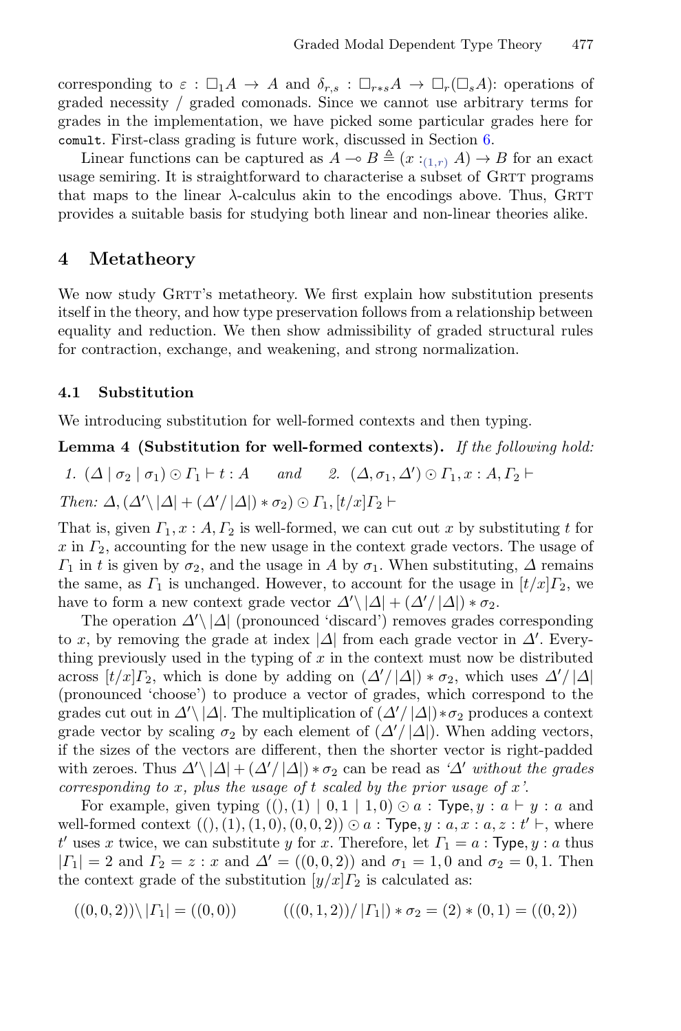corresponding to $\varepsilon : \Box_1 A \to A$ and $\delta_{r,s} : \Box_{r*s} A \to \Box_r(\Box_s A)$: operations of graded necessity / graded comonads. Since we cannot use arbitrary terms for grades in the implementation, we have picked some particular grades here for `comult`. First-class grading is future work, discussed in Section 6.

Linear functions can be captured as $A \multimap B \triangleq (x :_{(1,r)} A) \to B$ for an exact usage semiring. It is straightforward to characterise a subset of GRTT programs that maps to the linear $\lambda$-calculus akin to the encodings above. Thus, GRTT provides a suitable basis for studying both linear and non-linear theories alike.

## 4 Metatheory

We now study GRTT's metatheory. We first explain how substitution presents itself in the theory, and how type preservation follows from a relationship between equality and reduction. We then show admissibility of graded structural rules for contraction, exchange, and weakening, and strong normalization.

### 4.1 Substitution

We introducing substitution for well-formed contexts and then typing.

**Lemma 4 (Substitution for well-formed contexts).** *If the following hold:*

1. $(\Delta \mid \sigma_2 \mid \sigma_1) \odot \Gamma_1 \vdash t : A$ *and* 2. $(\Delta, \sigma_1, \Delta') \odot \Gamma_1, x : A, \Gamma_2 \vdash$

*Then:* $\Delta, (\Delta' \backslash |\Delta| + (\Delta' / |\Delta|) * \sigma_2) \odot \Gamma_1, [t/x]\Gamma_2 \vdash$

That is, given $\Gamma_1, x : A, \Gamma_2$ is well-formed, we can cut out $x$ by substituting $t$ for $x$ in $\Gamma_2$, accounting for the new usage in the context grade vectors. The usage of $\Gamma_1$ in $t$ is given by $\sigma_2$, and the usage in $A$ by $\sigma_1$. When substituting, $\Delta$ remains the same, as $\Gamma_1$ is unchanged. However, to account for the usage in $[t/x]\Gamma_2$, we have to form a new context grade vector $\Delta' \backslash |\Delta| + (\Delta' / |\Delta|) * \sigma_2$.

The operation $\Delta' \backslash |\Delta|$ (pronounced 'discard') removes grades corresponding to $x$, by removing the grade at index $|\Delta|$ from each grade vector in $\Delta'$. Everything previously used in the typing of $x$ in the context must now be distributed across $[t/x]\Gamma_2$, which is done by adding on $(\Delta' / |\Delta|) * \sigma_2$, which uses $\Delta' / |\Delta|$ (pronounced 'choose') to produce a vector of grades, which correspond to the grades cut out in $\Delta' \backslash |\Delta|$. The multiplication of $(\Delta' / |\Delta|) * \sigma_2$ produces a context grade vector by scaling $\sigma_2$ by each element of $(\Delta' / |\Delta|)$. When adding vectors, if the sizes of the vectors are different, then the shorter vector is right-padded with zeroes. Thus $\Delta' \backslash |\Delta| + (\Delta' / |\Delta|) * \sigma_2$ can be read as *'$\Delta'$ without the grades corresponding to $x$, plus the usage of $t$ scaled by the prior usage of $x$'*.

For example, given typing $((), (1) \mid 0, 1 \mid 1, 0) \odot a : \mathsf{Type}, y : a \vdash y : a$ and well-formed context $((), (1), (1, 0), (0, 0, 2)) \odot a : \mathsf{Type}, y : a, x : a, z : t' \vdash$, where $t'$ uses $x$ twice, we can substitute $y$ for $x$. Therefore, let $\Gamma_1 = a : \mathsf{Type}, y : a$ thus $|\Gamma_1| = 2$ and $\Gamma_2 = z : x$ and $\Delta' = ((0, 0, 2))$ and $\sigma_1 = 1, 0$ and $\sigma_2 = 0, 1$. Then the context grade of the substitution $[y/x]\Gamma_2$ is calculated as:

$$((0,0,2)) \backslash |\Gamma_1| = ((0,0)) \qquad (((0,1,2)) / |\Gamma_1|) * \sigma_2 = (2) * (0,1) = ((0,2))$$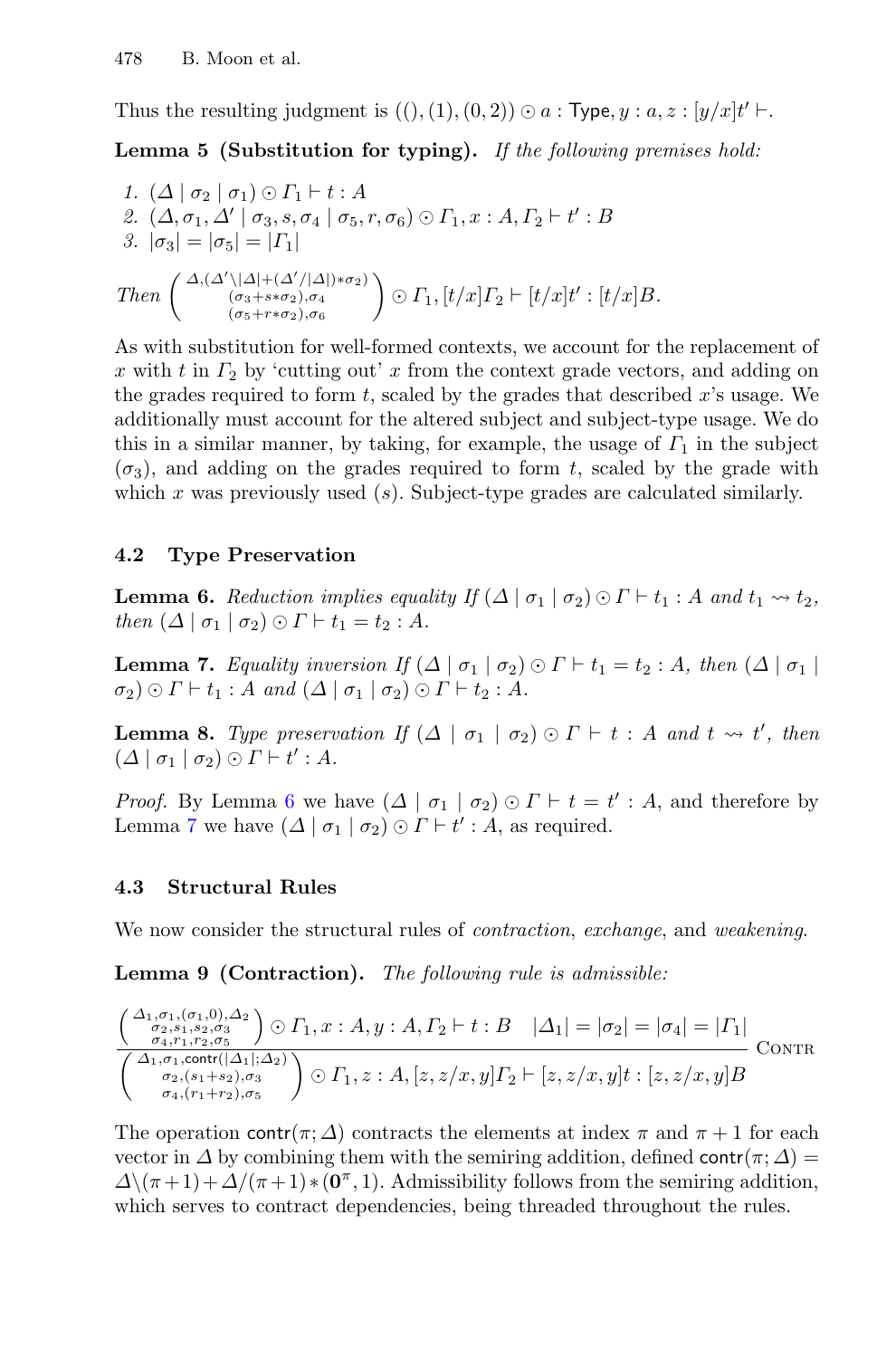Thus the resulting judgment is $((), (1), (0, 2)) \odot a : \mathsf{Type}, y : a, z : [y/x]t' \vdash$.

**Lemma 5 (Substitution for typing).** *If the following premises hold:*

1. $(\Delta \mid \sigma_2 \mid \sigma_1) \odot \Gamma_1 \vdash t : A$
2. $(\Delta, \sigma_1, \Delta' \mid \sigma_3, s, \sigma_4 \mid \sigma_5, r, \sigma_6) \odot \Gamma_1, x : A, \Gamma_2 \vdash t' : B$
3. $|\sigma_3| = |\sigma_5| = |\Gamma_1|$

*Then* $\begin{pmatrix} \Delta, (\Delta' \backslash |\Delta| + (\Delta' / |\Delta|) * \sigma_2) \\ (\sigma_3 + s * \sigma_2), \sigma_4 \\ (\sigma_5 + r * \sigma_2), \sigma_6 \end{pmatrix} \odot \Gamma_1, [t/x]\Gamma_2 \vdash [t/x]t' : [t/x]B.$

As with substitution for well-formed contexts, we account for the replacement of $x$ with $t$ in $\Gamma_2$ by 'cutting out' $x$ from the context grade vectors, and adding on the grades required to form $t$, scaled by the grades that described $x$'s usage. We additionally must account for the altered subject and subject-type usage. We do this in a similar manner, by taking, for example, the usage of $\Gamma_1$ in the subject ($\sigma_3$), and adding on the grades required to form $t$, scaled by the grade with which $x$ was previously used ($s$). Subject-type grades are calculated similarly.

### 4.2 Type Preservation

**Lemma 6.** *Reduction implies equality If* $(\Delta \mid \sigma_1 \mid \sigma_2) \odot \Gamma \vdash t_1 : A$ *and* $t_1 \rightsquigarrow t_2$, *then* $(\Delta \mid \sigma_1 \mid \sigma_2) \odot \Gamma \vdash t_1 = t_2 : A$.

**Lemma 7.** *Equality inversion If* $(\Delta \mid \sigma_1 \mid \sigma_2) \odot \Gamma \vdash t_1 = t_2 : A$, *then* $(\Delta \mid \sigma_1 \mid \sigma_2) \odot \Gamma \vdash t_1 : A$ *and* $(\Delta \mid \sigma_1 \mid \sigma_2) \odot \Gamma \vdash t_2 : A$.

**Lemma 8.** *Type preservation If* $(\Delta \mid \sigma_1 \mid \sigma_2) \odot \Gamma \vdash t : A$ *and* $t \rightsquigarrow t'$, *then* $(\Delta \mid \sigma_1 \mid \sigma_2) \odot \Gamma \vdash t' : A$.

*Proof.* By Lemma 6 we have $(\Delta \mid \sigma_1 \mid \sigma_2) \odot \Gamma \vdash t = t' : A$, and therefore by Lemma 7 we have $(\Delta \mid \sigma_1 \mid \sigma_2) \odot \Gamma \vdash t' : A$, as required.

### 4.3 Structural Rules

We now consider the structural rules of *contraction*, *exchange*, and *weakening*.

**Lemma 9 (Contraction).** *The following rule is admissible:*

$$\frac{\begin{pmatrix} \Delta_1, \sigma_1, (\sigma_1, 0), \Delta_2 \\ \sigma_2, s_1, s_2, \sigma_3 \\ \sigma_4, r_1, r_2, \sigma_5 \end{pmatrix} \odot \Gamma_1, x : A, y : A, \Gamma_2 \vdash t : B \quad |\Delta_1| = |\sigma_2| = |\sigma_4| = |\Gamma_1|}{\begin{pmatrix} \Delta_1, \sigma_1, \mathsf{contr}(|\Delta_1|; \Delta_2) \\ \sigma_2, (s_1 + s_2), \sigma_3 \\ \sigma_4, (r_1 + r_2), \sigma_5 \end{pmatrix} \odot \Gamma_1, z : A, [z, z/x, y]\Gamma_2 \vdash [z, z/x, y]t : [z, z/x, y]B} \textsc{Contr}$$

The operation $\mathsf{contr}(\pi; \Delta)$ contracts the elements at index $\pi$ and $\pi + 1$ for each vector in $\Delta$ by combining them with the semiring addition, defined $\mathsf{contr}(\pi; \Delta) = \Delta \backslash (\pi + 1) + \Delta / (\pi + 1) * (\mathbf{0}^{\pi}, 1)$. Admissibility follows from the semiring addition, which serves to contract dependencies, being threaded throughout the rules.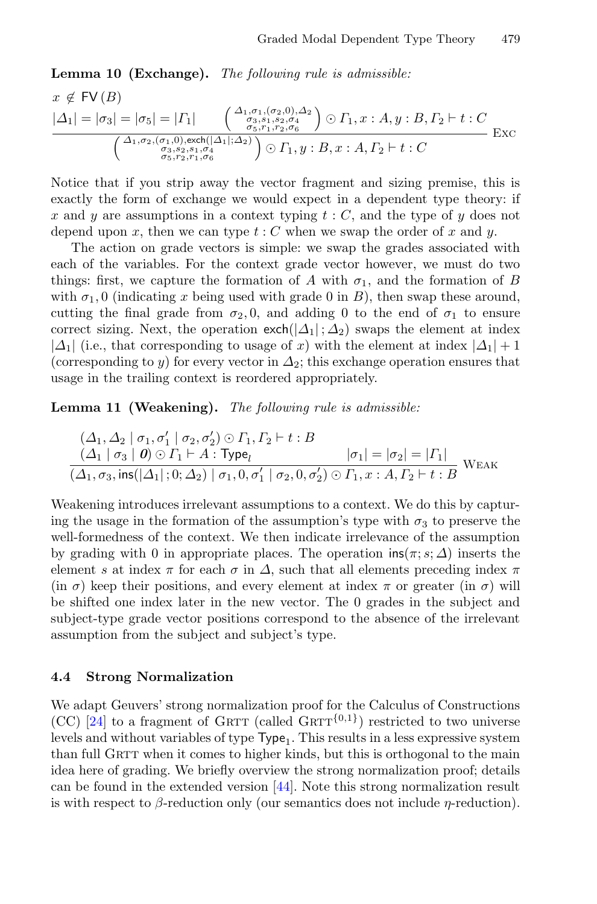**Lemma 10 (Exchange).** *The following rule is admissible:*

$$\frac{x \notin \mathsf{FV}(B) \qquad |\Delta_1| = |\sigma_3| = |\sigma_5| = |\Gamma_1| \qquad \left(\begin{smallmatrix}\Delta_1, \sigma_1, (\sigma_2, 0), \Delta_2 \\ \sigma_3, s_1, s_2, \sigma_4 \\ \sigma_5, r_1, r_2, \sigma_6\end{smallmatrix}\right) \odot \Gamma_1, x : A, y : B, \Gamma_2 \vdash t : C}{\left(\begin{smallmatrix}\Delta_1, \sigma_2, (\sigma_1, 0), \mathsf{exch}(|\Delta_1| ; \Delta_2) \\ \sigma_3, s_2, s_1, \sigma_4 \\ \sigma_5, r_2, r_1, \sigma_6\end{smallmatrix}\right) \odot \Gamma_1, y : B, x : A, \Gamma_2 \vdash t : C} \text{ Exc}$$

Notice that if you strip away the vector fragment and sizing premise, this is exactly the form of exchange we would expect in a dependent type theory: if $x$ and $y$ are assumptions in a context typing $t : C$, and the type of $y$ does not depend upon $x$, then we can type $t : C$ when we swap the order of $x$ and $y$.

The action on grade vectors is simple: we swap the grades associated with each of the variables. For the context grade vector however, we must do two things: first, we capture the formation of $A$ with $\sigma_1$, and the formation of $B$ with $\sigma_1, 0$ (indicating $x$ being used with grade 0 in $B$), then swap these around, cutting the final grade from $\sigma_2, 0$, and adding 0 to the end of $\sigma_1$ to ensure correct sizing. Next, the operation $\mathsf{exch}(|\Delta_1| ; \Delta_2)$ swaps the element at index $|\Delta_1|$ (i.e., that corresponding to usage of $x$) with the element at index $|\Delta_1| + 1$ (corresponding to $y$) for every vector in $\Delta_2$; this exchange operation ensures that usage in the trailing context is reordered appropriately.

**Lemma 11 (Weakening).** *The following rule is admissible:*

$$\frac{\begin{array}{l}(\Delta_1, \Delta_2 \mid \sigma_1, \sigma_1' \mid \sigma_2, \sigma_2') \odot \Gamma_1, \Gamma_2 \vdash t : B \\ (\Delta_1 \mid \sigma_3 \mid \boldsymbol{0}) \odot \Gamma_1 \vdash A : \mathsf{Type}_l \qquad |\sigma_1| = |\sigma_2| = |\Gamma_1|\end{array}}{(\Delta_1, \sigma_3, \mathsf{ins}(|\Delta_1| ; 0; \Delta_2) \mid \sigma_1, 0, \sigma_1' \mid \sigma_2, 0, \sigma_2') \odot \Gamma_1, x : A, \Gamma_2 \vdash t : B} \text{ Weak}$$

Weakening introduces irrelevant assumptions to a context. We do this by capturing the usage in the formation of the assumption's type with $\sigma_3$ to preserve the well-formedness of the context. We then indicate irrelevance of the assumption by grading with 0 in appropriate places. The operation $\mathsf{ins}(\pi; s; \Delta)$ inserts the element $s$ at index $\pi$ for each $\sigma$ in $\Delta$, such that all elements preceding index $\pi$ (in $\sigma$) keep their positions, and every element at index $\pi$ or greater (in $\sigma$) will be shifted one index later in the new vector. The 0 grades in the subject and subject-type grade vector positions correspond to the absence of the irrelevant assumption from the subject and subject's type.

### 4.4 Strong Normalization

We adapt Geuvers' strong normalization proof for the Calculus of Constructions (CC) [24] to a fragment of Grtt (called Grtt$^{\{0,1\}}$) restricted to two universe levels and without variables of type $\mathsf{Type}_1$. This results in a less expressive system than full Grtt when it comes to higher kinds, but this is orthogonal to the main idea here of grading. We briefly overview the strong normalization proof; details can be found in the extended version [44]. Note this strong normalization result is with respect to $\beta$-reduction only (our semantics does not include $\eta$-reduction).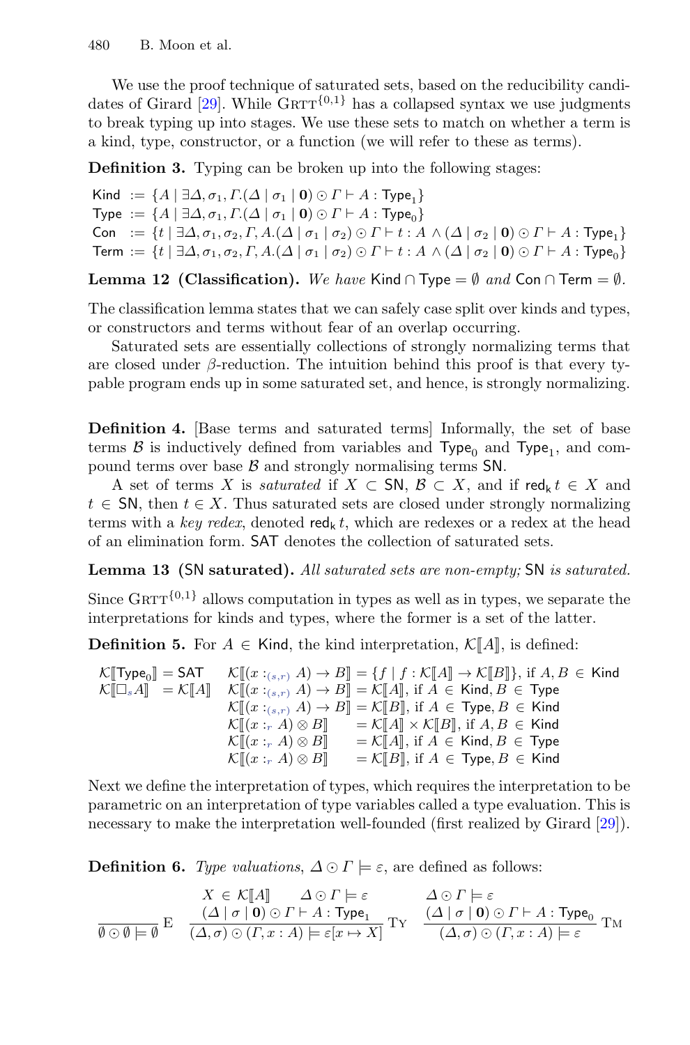We use the proof technique of saturated sets, based on the reducibility candidates of Girard [29]. While $\text{GRTT}^{\{0,1\}}$ has a collapsed syntax we use judgments to break typing up into stages. We use these sets to match on whether a term is a kind, type, constructor, or a function (we will refer to these as terms).

**Definition 3.** Typing can be broken up into the following stages:

$$
\begin{aligned}
\mathsf{Kind} &:= \{A \mid \exists \Delta, \sigma_1, \Gamma.(\Delta \mid \sigma_1 \mid \mathbf{0}) \odot \Gamma \vdash A : \mathsf{Type}_1\} \\
\mathsf{Type} &:= \{A \mid \exists \Delta, \sigma_1, \Gamma.(\Delta \mid \sigma_1 \mid \mathbf{0}) \odot \Gamma \vdash A : \mathsf{Type}_0\} \\
\mathsf{Con} &:= \{t \mid \exists \Delta, \sigma_1, \sigma_2, \Gamma, A.(\Delta \mid \sigma_1 \mid \sigma_2) \odot \Gamma \vdash t : A \wedge (\Delta \mid \sigma_2 \mid \mathbf{0}) \odot \Gamma \vdash A : \mathsf{Type}_1\} \\
\mathsf{Term} &:= \{t \mid \exists \Delta, \sigma_1, \sigma_2, \Gamma, A.(\Delta \mid \sigma_1 \mid \sigma_2) \odot \Gamma \vdash t : A \wedge (\Delta \mid \sigma_2 \mid \mathbf{0}) \odot \Gamma \vdash A : \mathsf{Type}_0\}
\end{aligned}
$$

**Lemma 12 (Classification).** *We have* $\mathsf{Kind} \cap \mathsf{Type} = \emptyset$ *and* $\mathsf{Con} \cap \mathsf{Term} = \emptyset$.

The classification lemma states that we can safely case split over kinds and types, or constructors and terms without fear of an overlap occurring.

Saturated sets are essentially collections of strongly normalizing terms that are closed under $\beta$-reduction. The intuition behind this proof is that every typable program ends up in some saturated set, and hence, is strongly normalizing.

**Definition 4.** [Base terms and saturated terms] Informally, the set of base terms $\mathcal{B}$ is inductively defined from variables and $\mathsf{Type}_0$ and $\mathsf{Type}_1$, and compound terms over base $\mathcal{B}$ and strongly normalising terms $\mathsf{SN}$.

A set of terms $X$ is *saturated* if $X \subset \mathsf{SN}$, $\mathcal{B} \subset X$, and if $\mathsf{red_k}\, t \in X$ and $t \in \mathsf{SN}$, then $t \in X$. Thus saturated sets are closed under strongly normalizing terms with a *key redex*, denoted $\mathsf{red_k}\, t$, which are redexes or a redex at the head of an elimination form. $\mathsf{SAT}$ denotes the collection of saturated sets.

**Lemma 13 (SN saturated).** *All saturated sets are non-empty;* $\mathsf{SN}$ *is saturated.*

Since $\text{GRTT}^{\{0,1\}}$ allows computation in types as well as in types, we separate the interpretations for kinds and types, where the former is a set of the latter.

**Definition 5.** For $A \in \mathsf{Kind}$, the kind interpretation, $\mathcal{K}[\![A]\!]$, is defined:

$$
\begin{aligned}
&\mathcal{K}[\![\mathsf{Type}_0]\!] = \mathsf{SAT} && \mathcal{K}[\![(x :_{(s,r)} A) \to B]\!] = \{f \mid f : \mathcal{K}[\![A]\!] \to \mathcal{K}[\![B]\!]\}, \text{ if } A, B \in \mathsf{Kind} \\
&\mathcal{K}[\![\Box_s A]\!] \ \ = \mathcal{K}[\![A]\!] && \mathcal{K}[\![(x :_{(s,r)} A) \to B]\!] = \mathcal{K}[\![A]\!], \text{ if } A \in \mathsf{Kind}, B \in \mathsf{Type} \\
& && \mathcal{K}[\![(x :_{(s,r)} A) \to B]\!] = \mathcal{K}[\![B]\!], \text{ if } A \in \mathsf{Type}, B \in \mathsf{Kind} \\
& && \mathcal{K}[\![(x :_r A) \otimes B]\!] \quad = \mathcal{K}[\![A]\!] \times \mathcal{K}[\![B]\!], \text{ if } A, B \in \mathsf{Kind} \\
& && \mathcal{K}[\![(x :_r A) \otimes B]\!] \quad = \mathcal{K}[\![A]\!], \text{ if } A \in \mathsf{Kind}, B \in \mathsf{Type} \\
& && \mathcal{K}[\![(x :_r A) \otimes B]\!] \quad = \mathcal{K}[\![B]\!], \text{ if } A \in \mathsf{Type}, B \in \mathsf{Kind}
\end{aligned}
$$

Next we define the interpretation of types, which requires the interpretation to be parametric on an interpretation of type variables called a type evaluation. This is necessary to make the interpretation well-founded (first realized by Girard [29]).

**Definition 6.** *Type valuations*, $\Delta \odot \Gamma \models \varepsilon$, are defined as follows:

$$
\frac{}{\emptyset \odot \emptyset \models \emptyset}\ \text{E}
\qquad
\frac{X \in \mathcal{K}[\![A]\!] \quad \Delta \odot \Gamma \models \varepsilon \quad (\Delta \mid \sigma \mid \mathbf{0}) \odot \Gamma \vdash A : \mathsf{Type}_1}{(\Delta, \sigma) \odot (\Gamma, x : A) \models \varepsilon[x \mapsto X]}\ \text{TY}
\qquad
\frac{\Delta \odot \Gamma \models \varepsilon \quad (\Delta \mid \sigma \mid \mathbf{0}) \odot \Gamma \vdash A : \mathsf{Type}_0}{(\Delta, \sigma) \odot (\Gamma, x : A) \models \varepsilon}\ \text{TM}
$$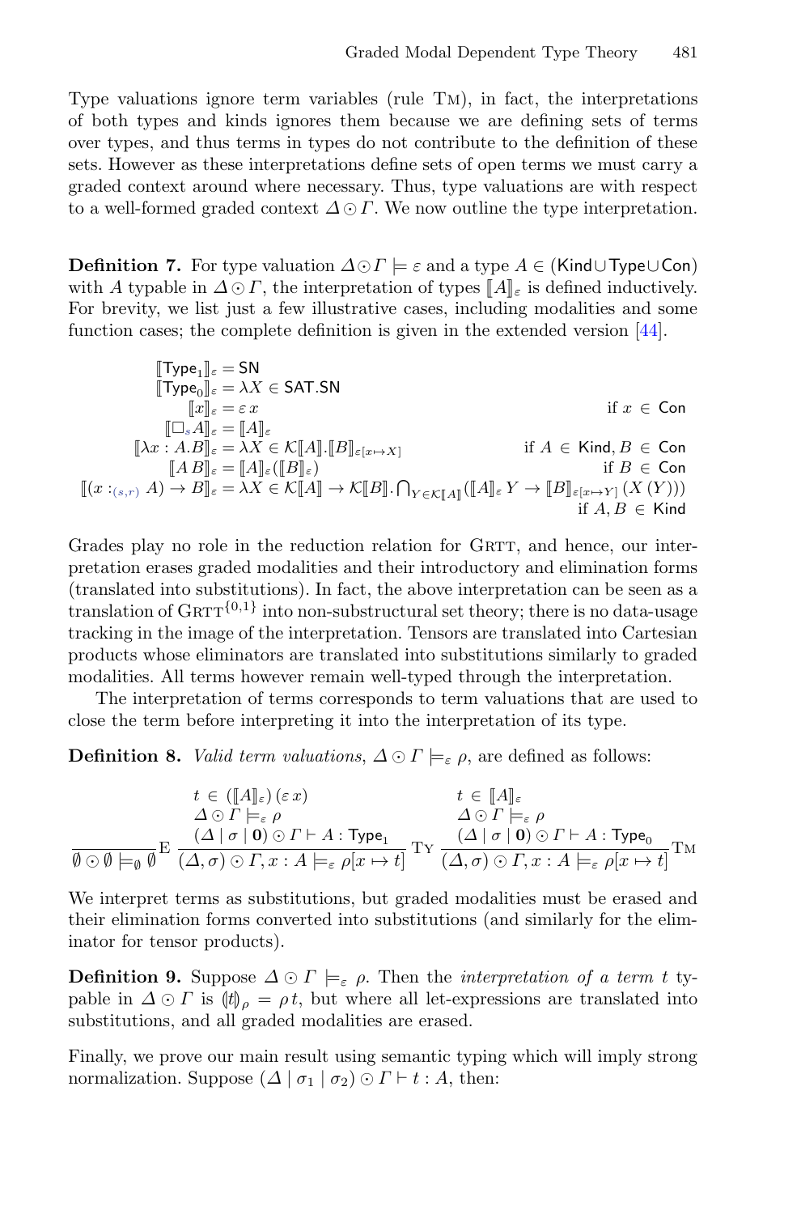Type valuations ignore term variables (rule Tm), in fact, the interpretations of both types and kinds ignores them because we are defining sets of terms over types, and thus terms in types do not contribute to the definition of these sets. However as these interpretations define sets of open terms we must carry a graded context around where necessary. Thus, type valuations are with respect to a well-formed graded context $\Delta \odot \Gamma$. We now outline the type interpretation.

**Definition 7.** For type valuation $\Delta \odot \Gamma \models \varepsilon$ and a type $A \in (\mathsf{Kind} \cup \mathsf{Type} \cup \mathsf{Con})$ with $A$ typable in $\Delta \odot \Gamma$, the interpretation of types $[\![A]\!]_\varepsilon$ is defined inductively. For brevity, we list just a few illustrative cases, including modalities and some function cases; the complete definition is given in the extended version [44].

$$
\begin{array}{rll}
[\![\mathsf{Type}_1]\!]_\varepsilon & = \mathsf{SN} & \\
[\![\mathsf{Type}_0]\!]_\varepsilon & = \lambda X \in \mathsf{SAT}.\mathsf{SN} & \\
[\![x]\!]_\varepsilon & = \varepsilon\, x & \text{if } x \in \mathsf{Con} \\
[\![\Box_s A]\!]_\varepsilon & = [\![A]\!]_\varepsilon & \\
[\![\lambda x : A.B]\!]_\varepsilon & = \lambda X \in \mathcal{K}[\![A]\!].[\![B]\!]_{\varepsilon[x \mapsto X]} & \text{if } A \in \mathsf{Kind}, B \in \mathsf{Con} \\
[\![A\, B]\!]_\varepsilon & = [\![A]\!]_\varepsilon([\![B]\!]_\varepsilon) & \text{if } B \in \mathsf{Con} \\
[\![(x :_{(s,r)} A) \to B]\!]_\varepsilon & = \lambda X \in \mathcal{K}[\![A]\!] \to \mathcal{K}[\![B]\!]. \bigcap_{Y \in \mathcal{K}[\![A]\!]} ([\![A]\!]_\varepsilon\, Y \to [\![B]\!]_{\varepsilon[x \mapsto Y]}\, (X\,(Y))) & \\
& & \text{if } A, B \in \mathsf{Kind}
\end{array}
$$

Grades play no role in the reduction relation for Grtt, and hence, our interpretation erases graded modalities and their introductory and elimination forms (translated into substitutions). In fact, the above interpretation can be seen as a translation of $\text{Grtt}^{\{0,1\}}$ into non-substructural set theory; there is no data-usage tracking in the image of the interpretation. Tensors are translated into Cartesian products whose eliminators are translated into substitutions similarly to graded modalities. All terms however remain well-typed through the interpretation.

The interpretation of terms corresponds to term valuations that are used to close the term before interpreting it into the interpretation of its type.

**Definition 8.** *Valid term valuations*, $\Delta \odot \Gamma \models_\varepsilon \rho$, are defined as follows:

$$
\frac{}{\emptyset \odot \emptyset \models_\emptyset \emptyset}\text{E}
\qquad
\frac{t \in ([\![A]\!]_\varepsilon)\,(\varepsilon\, x) \quad \Delta \odot \Gamma \models_\varepsilon \rho \quad (\Delta \mid \sigma \mid \mathbf{0}) \odot \Gamma \vdash A : \mathsf{Type}_1}{(\Delta, \sigma) \odot \Gamma, x : A \models_\varepsilon \rho[x \mapsto t]}\text{Ty}
\qquad
\frac{t \in [\![A]\!]_\varepsilon \quad \Delta \odot \Gamma \models_\varepsilon \rho \quad (\Delta \mid \sigma \mid \mathbf{0}) \odot \Gamma \vdash A : \mathsf{Type}_0}{(\Delta, \sigma) \odot \Gamma, x : A \models_\varepsilon \rho[x \mapsto t]}\text{Tm}
$$

We interpret terms as substitutions, but graded modalities must be erased and their elimination forms converted into substitutions (and similarly for the eliminator for tensor products).

**Definition 9.** Suppose $\Delta \odot \Gamma \models_\varepsilon \rho$. Then the *interpretation of a term* $t$ typable in $\Delta \odot \Gamma$ is $(\!|t|\!)_\rho = \rho\, t$, but where all let-expressions are translated into substitutions, and all graded modalities are erased.

Finally, we prove our main result using semantic typing which will imply strong normalization. Suppose $(\Delta \mid \sigma_1 \mid \sigma_2) \odot \Gamma \vdash t : A$, then: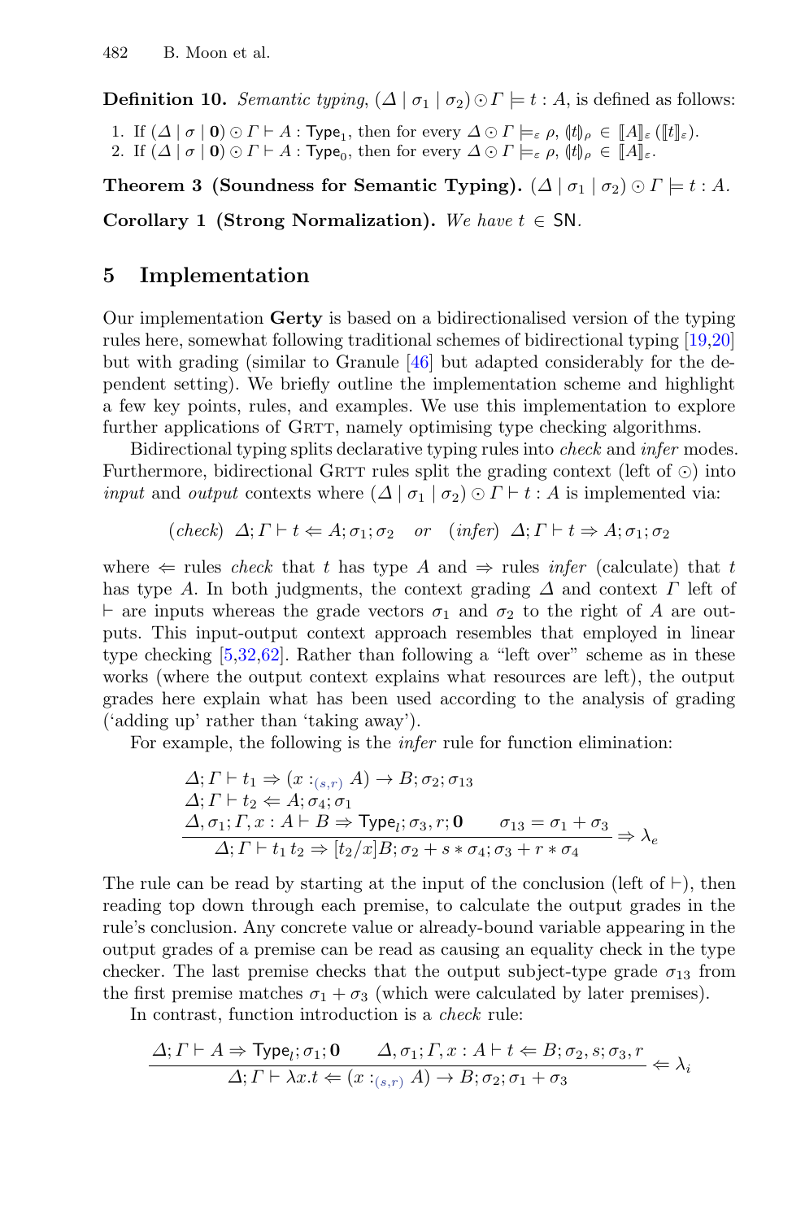**Definition 10.** *Semantic typing,* $(\Delta \mid \sigma_1 \mid \sigma_2) \odot \Gamma \models t : A$, *is defined as follows:*

1. If $(\Delta \mid \sigma \mid \mathbf{0}) \odot \Gamma \vdash A : \mathsf{Type}_1$, then for every $\Delta \odot \Gamma \models_\varepsilon \rho$, $(\!|t|\!)_\rho \in [\![A]\!]_\varepsilon\,([\![t]\!]_\varepsilon)$.
2. If $(\Delta \mid \sigma \mid \mathbf{0}) \odot \Gamma \vdash A : \mathsf{Type}_0$, then for every $\Delta \odot \Gamma \models_\varepsilon \rho$, $(\!|t|\!)_\rho \in [\![A]\!]_\varepsilon$.

**Theorem 3 (Soundness for Semantic Typing).** $(\Delta \mid \sigma_1 \mid \sigma_2) \odot \Gamma \models t : A$.

**Corollary 1 (Strong Normalization).** *We have* $t \in \mathsf{SN}$.

## 5 Implementation

Our implementation **Gerty** is based on a bidirectionalised version of the typing rules here, somewhat following traditional schemes of bidirectional typing [19,20] but with grading (similar to Granule [46] but adapted considerably for the dependent setting). We briefly outline the implementation scheme and highlight a few key points, rules, and examples. We use this implementation to explore further applications of GRTT, namely optimising type checking algorithms.

Bidirectional typing splits declarative typing rules into *check* and *infer* modes. Furthermore, bidirectional GRTT rules split the grading context (left of $\odot$) into *input* and *output* contexts where $(\Delta \mid \sigma_1 \mid \sigma_2) \odot \Gamma \vdash t : A$ is implemented via:

$$(\mathit{check})\;\; \Delta; \Gamma \vdash t \Leftarrow A; \sigma_1; \sigma_2 \quad \mathit{or} \quad (\mathit{infer})\;\; \Delta; \Gamma \vdash t \Rightarrow A; \sigma_1; \sigma_2$$

where $\Leftarrow$ rules *check* that $t$ has type $A$ and $\Rightarrow$ rules *infer* (calculate) that $t$ has type $A$. In both judgments, the context grading $\Delta$ and context $\Gamma$ left of $\vdash$ are inputs whereas the grade vectors $\sigma_1$ and $\sigma_2$ to the right of $A$ are outputs. This input-output context approach resembles that employed in linear type checking [5,32,62]. Rather than following a "left over" scheme as in these works (where the output context explains what resources are left), the output grades here explain what has been used according to the analysis of grading ('adding up' rather than 'taking away').

For example, the following is the *infer* rule for function elimination:

$$\frac{\begin{array}{l}\Delta; \Gamma \vdash t_1 \Rightarrow (x :_{(s,r)} A) \to B; \sigma_2; \sigma_{13} \\ \Delta; \Gamma \vdash t_2 \Leftarrow A; \sigma_4; \sigma_1 \\ \Delta, \sigma_1; \Gamma, x : A \vdash B \Rightarrow \mathsf{Type}_l; \sigma_3, r; \mathbf{0} \qquad \sigma_{13} = \sigma_1 + \sigma_3\end{array}}{\Delta; \Gamma \vdash t_1\, t_2 \Rightarrow [t_2/x]B; \sigma_2 + s * \sigma_4; \sigma_3 + r * \sigma_4} \Rightarrow \lambda_e$$

The rule can be read by starting at the input of the conclusion (left of $\vdash$), then reading top down through each premise, to calculate the output grades in the rule's conclusion. Any concrete value or already-bound variable appearing in the output grades of a premise can be read as causing an equality check in the type checker. The last premise checks that the output subject-type grade $\sigma_{13}$ from the first premise matches $\sigma_1 + \sigma_3$ (which were calculated by later premises).

In contrast, function introduction is a *check* rule:

$$\frac{\Delta; \Gamma \vdash A \Rightarrow \mathsf{Type}_l; \sigma_1; \mathbf{0} \qquad \Delta, \sigma_1; \Gamma, x : A \vdash t \Leftarrow B; \sigma_2, s; \sigma_3, r}{\Delta; \Gamma \vdash \lambda x.t \Leftarrow (x :_{(s,r)} A) \to B; \sigma_2; \sigma_1 + \sigma_3} \Leftarrow \lambda_i$$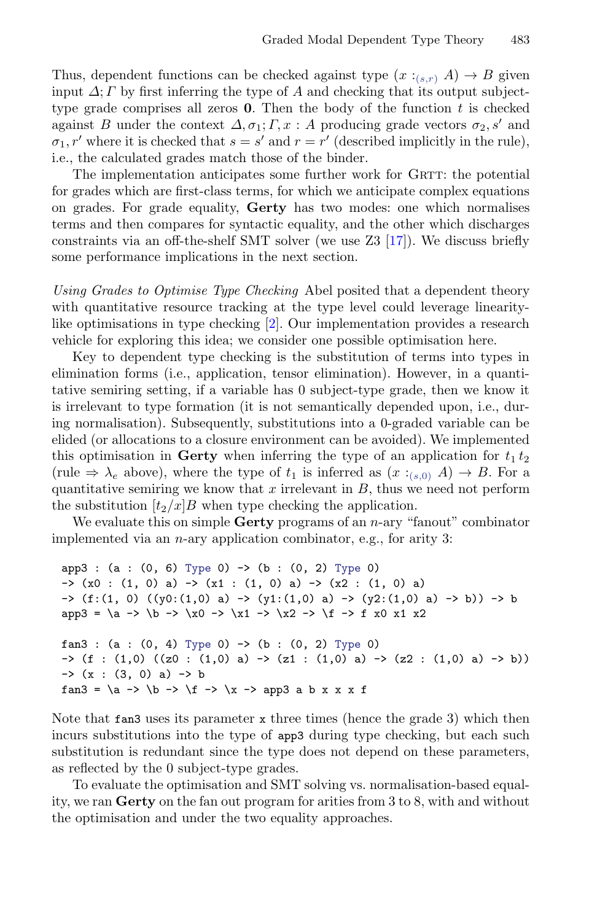Thus, dependent functions can be checked against type $(x :_{(s,r)} A) \to B$ given input $\Delta; \Gamma$ by first inferring the type of $A$ and checking that its output subject-type grade comprises all zeros $\mathbf{0}$. Then the body of the function $t$ is checked against $B$ under the context $\Delta, \sigma_1; \Gamma, x : A$ producing grade vectors $\sigma_2, s'$ and $\sigma_1, r'$ where it is checked that $s = s'$ and $r = r'$ (described implicitly in the rule), i.e., the calculated grades match those of the binder.

The implementation anticipates some further work for GRTT: the potential for grades which are first-class terms, for which we anticipate complex equations on grades. For grade equality, **Gerty** has two modes: one which normalises terms and then compares for syntactic equality, and the other which discharges constraints via an off-the-shelf SMT solver (we use Z3 [17]). We discuss briefly some performance implications in the next section.

*Using Grades to Optimise Type Checking* Abel posited that a dependent theory with quantitative resource tracking at the type level could leverage linearity-like optimisations in type checking [2]. Our implementation provides a research vehicle for exploring this idea; we consider one possible optimisation here.

Key to dependent type checking is the substitution of terms into types in elimination forms (i.e., application, tensor elimination). However, in a quantitative semiring setting, if a variable has 0 subject-type grade, then we know it is irrelevant to type formation (it is not semantically depended upon, i.e., during normalisation). Subsequently, substitutions into a 0-graded variable can be elided (or allocations to a closure environment can be avoided). We implemented this optimisation in **Gerty** when inferring the type of an application for $t_1\, t_2$ (rule $\Rightarrow \lambda_e$ above), where the type of $t_1$ is inferred as $(x :_{(s,0)} A) \to B$. For a quantitative semiring we know that $x$ irrelevant in $B$, thus we need not perform the substitution $[t_2/x]B$ when type checking the application.

We evaluate this on simple **Gerty** programs of an $n$-ary "fanout" combinator implemented via an $n$-ary application combinator, e.g., for arity 3:

```
app3 : (a : (0, 6) Type 0) -> (b : (0, 2) Type 0)
-> (x0 : (1, 0) a) -> (x1 : (1, 0) a) -> (x2 : (1, 0) a)
-> (f:(1, 0) ((y0:(1,0) a) -> (y1:(1,0) a) -> (y2:(1,0) a) -> b)) -> b
app3 = \a -> \b -> \x0 -> \x1 -> \x2 -> \f -> f x0 x1 x2

fan3 : (a : (0, 4) Type 0) -> (b : (0, 2) Type 0)
-> (f : (1,0) ((z0 : (1,0) a) -> (z1 : (1,0) a) -> (z2 : (1,0) a) -> b))
-> (x : (3, 0) a) -> b
fan3 = \a -> \b -> \f -> \x -> app3 a b x x x f
```

Note that `fan3` uses its parameter `x` three times (hence the grade 3) which then incurs substitutions into the type of `app3` during type checking, but each such substitution is redundant since the type does not depend on these parameters, as reflected by the 0 subject-type grades.

To evaluate the optimisation and SMT solving vs. normalisation-based equality, we ran **Gerty** on the fan out program for arities from 3 to 8, with and without the optimisation and under the two equality approaches.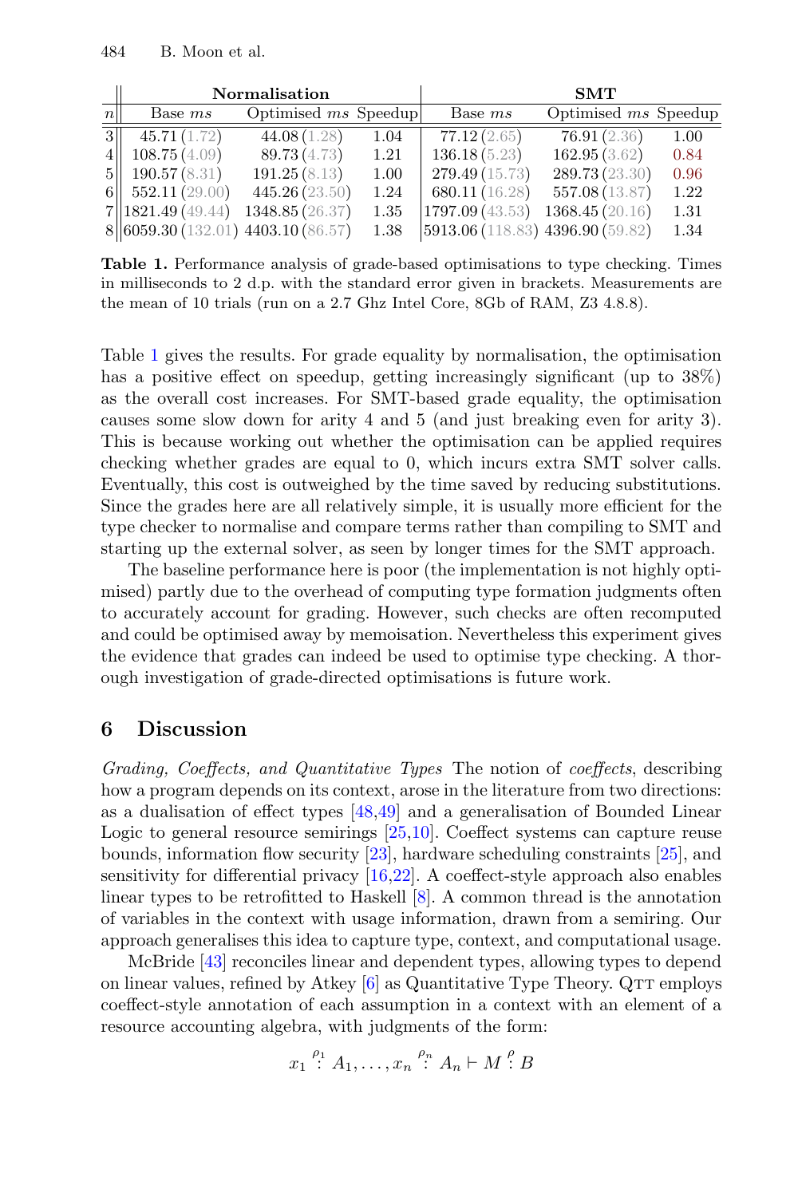| $n$ | Normalisation | | | SMT | | |
|---|---|---|---|---|---|---|
| | Base $ms$ | Optimised $ms$ | Speedup | Base $ms$ | Optimised $ms$ | Speedup |
| 3 | 45.71 (1.72) | 44.08 (1.28) | 1.04 | 77.12 (2.65) | 76.91 (2.36) | 1.00 |
| 4 | 108.75 (4.09) | 89.73 (4.73) | 1.21 | 136.18 (5.23) | 162.95 (3.62) | 0.84 |
| 5 | 190.57 (8.31) | 191.25 (8.13) | 1.00 | 279.49 (15.73) | 289.73 (23.30) | 0.96 |
| 6 | 552.11 (29.00) | 445.26 (23.50) | 1.24 | 680.11 (16.28) | 557.08 (13.87) | 1.22 |
| 7 | 1821.49 (49.44) | 1348.85 (26.37) | 1.35 | 1797.09 (43.53) | 1368.45 (20.16) | 1.31 |
| 8 | 6059.30 (132.01) | 4403.10 (86.57) | 1.38 | 5913.06 (118.83) | 4396.90 (59.82) | 1.34 |

**Table 1.** Performance analysis of grade-based optimisations to type checking. Times in milliseconds to 2 d.p. with the standard error given in brackets. Measurements are the mean of 10 trials (run on a 2.7 Ghz Intel Core, 8Gb of RAM, Z3 4.8.8).

Table 1 gives the results. For grade equality by normalisation, the optimisation has a positive effect on speedup, getting increasingly significant (up to 38%) as the overall cost increases. For SMT-based grade equality, the optimisation causes some slow down for arity 4 and 5 (and just breaking even for arity 3). This is because working out whether the optimisation can be applied requires checking whether grades are equal to 0, which incurs extra SMT solver calls. Eventually, this cost is outweighed by the time saved by reducing substitutions. Since the grades here are all relatively simple, it is usually more efficient for the type checker to normalise and compare terms rather than compiling to SMT and starting up the external solver, as seen by longer times for the SMT approach.

The baseline performance here is poor (the implementation is not highly optimised) partly due to the overhead of computing type formation judgments often to accurately account for grading. However, such checks are often recomputed and could be optimised away by memoisation. Nevertheless this experiment gives the evidence that grades can indeed be used to optimise type checking. A thorough investigation of grade-directed optimisations is future work.

## 6 Discussion

*Grading, Coeffects, and Quantitative Types* The notion of *coeffects*, describing how a program depends on its context, arose in the literature from two directions: as a dualisation of effect types [48,49] and a generalisation of Bounded Linear Logic to general resource semirings [25,10]. Coeffect systems can capture reuse bounds, information flow security [23], hardware scheduling constraints [25], and sensitivity for differential privacy [16,22]. A coeffect-style approach also enables linear types to be retrofitted to Haskell [8]. A common thread is the annotation of variables in the context with usage information, drawn from a semiring. Our approach generalises this idea to capture type, context, and computational usage.

McBride [43] reconciles linear and dependent types, allowing types to depend on linear values, refined by Atkey [6] as Quantitative Type Theory. QTT employs coeffect-style annotation of each assumption in a context with an element of a resource accounting algebra, with judgments of the form:

$$x_1 \overset{\rho_1}{:} A_1, \ldots, x_n \overset{\rho_n}{:} A_n \vdash M \overset{\rho}{:} B$$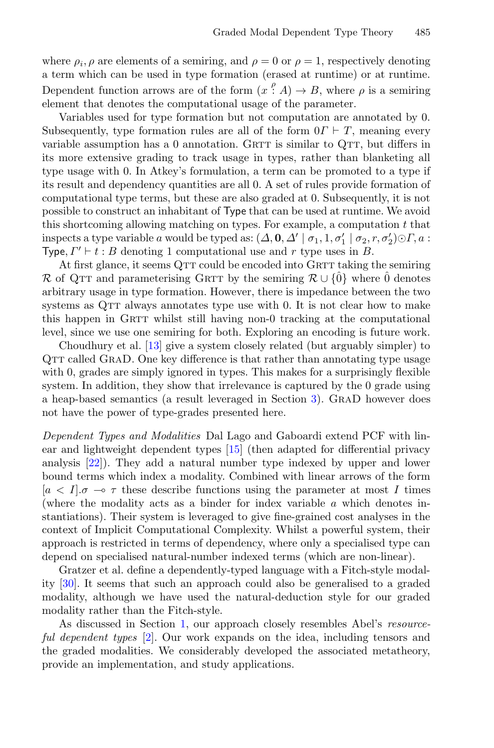where $\rho_i, \rho$ are elements of a semiring, and $\rho = 0$ or $\rho = 1$, respectively denoting a term which can be used in type formation (erased at runtime) or at runtime. Dependent function arrows are of the form $(x \overset{\rho}{:} A) \to B$, where $\rho$ is a semiring element that denotes the computational usage of the parameter.

Variables used for type formation but not computation are annotated by 0. Subsequently, type formation rules are all of the form $0\Gamma \vdash T$, meaning every variable assumption has a 0 annotation. GRTT is similar to QTT, but differs in its more extensive grading to track usage in types, rather than blanketing all type usage with 0. In Atkey's formulation, a term can be promoted to a type if its result and dependency quantities are all 0. A set of rules provide formation of computational type terms, but these are also graded at 0. Subsequently, it is not possible to construct an inhabitant of Type that can be used at runtime. We avoid this shortcoming allowing matching on types. For example, a computation $t$ that inspects a type variable $a$ would be typed as: $(\Delta, \mathbf{0}, \Delta' \mid \sigma_1, 1, \sigma_1' \mid \sigma_2, r, \sigma_2') \odot \Gamma, a : \mathsf{Type}, \Gamma' \vdash t : B$ denoting 1 computational use and $r$ type uses in $B$.

At first glance, it seems QTT could be encoded into GRTT taking the semiring $\mathcal{R}$ of QTT and parameterising GRTT by the semiring $\mathcal{R} \cup \{\hat{0}\}$ where $\hat{0}$ denotes arbitrary usage in type formation. However, there is impedance between the two systems as QTT always annotates type use with 0. It is not clear how to make this happen in GRTT whilst still having non-0 tracking at the computational level, since we use one semiring for both. Exploring an encoding is future work.

Choudhury et al. [13] give a system closely related (but arguably simpler) to QTT called GRAD. One key difference is that rather than annotating type usage with 0, grades are simply ignored in types. This makes for a surprisingly flexible system. In addition, they show that irrelevance is captured by the 0 grade using a heap-based semantics (a result leveraged in Section 3). GRAD however does not have the power of type-grades presented here.

*Dependent Types and Modalities* Dal Lago and Gaboardi extend PCF with linear and lightweight dependent types [15] (then adapted for differential privacy analysis [22]). They add a natural number type indexed by upper and lower bound terms which index a modality. Combined with linear arrows of the form $[a < I].\sigma \multimap \tau$ these describe functions using the parameter at most $I$ times (where the modality acts as a binder for index variable $a$ which denotes instantiations). Their system is leveraged to give fine-grained cost analyses in the context of Implicit Computational Complexity. Whilst a powerful system, their approach is restricted in terms of dependency, where only a specialised type can depend on specialised natural-number indexed terms (which are non-linear).

Gratzer et al. define a dependently-typed language with a Fitch-style modality [30]. It seems that such an approach could also be generalised to a graded modality, although we have used the natural-deduction style for our graded modality rather than the Fitch-style.

As discussed in Section 1, our approach closely resembles Abel's *resourceful dependent types* [2]. Our work expands on the idea, including tensors and the graded modalities. We considerably developed the associated metatheory, provide an implementation, and study applications.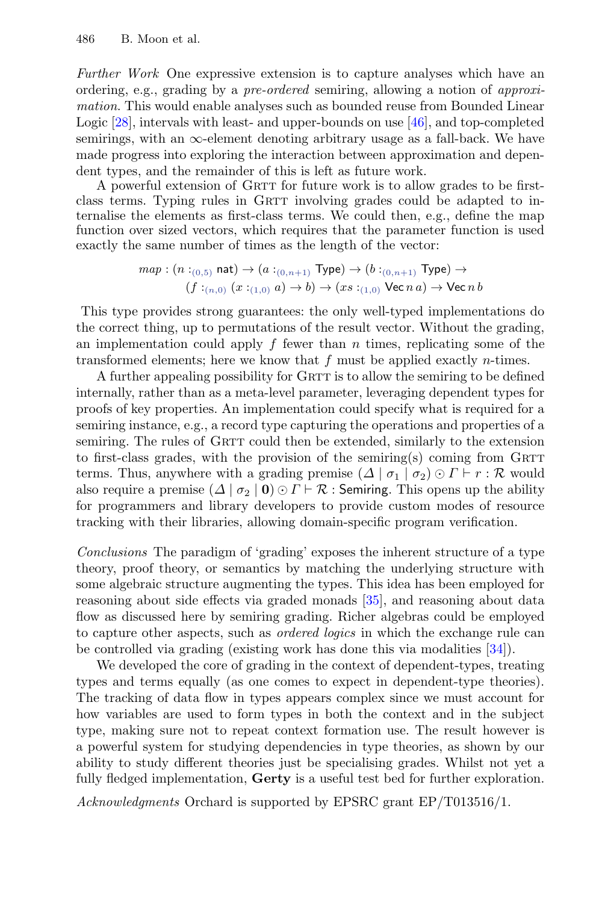*Further Work* One expressive extension is to capture analyses which have an ordering, e.g., grading by a *pre-ordered* semiring, allowing a notion of *approximation*. This would enable analyses such as bounded reuse from Bounded Linear Logic [28], intervals with least- and upper-bounds on use [46], and top-completed semirings, with an $\infty$-element denoting arbitrary usage as a fall-back. We have made progress into exploring the interaction between approximation and dependent types, and the remainder of this is left as future work.

A powerful extension of GRTT for future work is to allow grades to be first-class terms. Typing rules in GRTT involving grades could be adapted to internalise the elements as first-class terms. We could then, e.g., define the map function over sized vectors, which requires that the parameter function is used exactly the same number of times as the length of the vector:

$$
\begin{aligned}
map : (n :_{(0,5)} \mathsf{nat}) \to (a :_{(0,n+1)} \mathsf{Type}) \to (b :_{(0,n+1)} \mathsf{Type}) \to \\
(f :_{(n,0)} (x :_{(1,0)} a) \to b) \to (xs :_{(1,0)} \mathsf{Vec}\, n\, a) \to \mathsf{Vec}\, n\, b
\end{aligned}
$$

This type provides strong guarantees: the only well-typed implementations do the correct thing, up to permutations of the result vector. Without the grading, an implementation could apply $f$ fewer than $n$ times, replicating some of the transformed elements; here we know that $f$ must be applied exactly $n$-times.

A further appealing possibility for GRTT is to allow the semiring to be defined internally, rather than as a meta-level parameter, leveraging dependent types for proofs of key properties. An implementation could specify what is required for a semiring instance, e.g., a record type capturing the operations and properties of a semiring. The rules of GRTT could then be extended, similarly to the extension to first-class grades, with the provision of the semiring(s) coming from GRTT terms. Thus, anywhere with a grading premise $(\Delta \mid \sigma_1 \mid \sigma_2) \odot \Gamma \vdash r : \mathcal{R}$ would also require a premise $(\Delta \mid \sigma_2 \mid \mathbf{0}) \odot \Gamma \vdash \mathcal{R} : \mathsf{Semiring}$. This opens up the ability for programmers and library developers to provide custom modes of resource tracking with their libraries, allowing domain-specific program verification.

*Conclusions* The paradigm of 'grading' exposes the inherent structure of a type theory, proof theory, or semantics by matching the underlying structure with some algebraic structure augmenting the types. This idea has been employed for reasoning about side effects via graded monads [35], and reasoning about data flow as discussed here by semiring grading. Richer algebras could be employed to capture other aspects, such as *ordered logics* in which the exchange rule can be controlled via grading (existing work has done this via modalities [34]).

We developed the core of grading in the context of dependent-types, treating types and terms equally (as one comes to expect in dependent-type theories). The tracking of data flow in types appears complex since we must account for how variables are used to form types in both the context and in the subject type, making sure not to repeat context formation use. The result however is a powerful system for studying dependencies in type theories, as shown by our ability to study different theories just be specialising grades. Whilst not yet a fully fledged implementation, **Gerty** is a useful test bed for further exploration.

*Acknowledgments* Orchard is supported by EPSRC grant EP/T013516/1.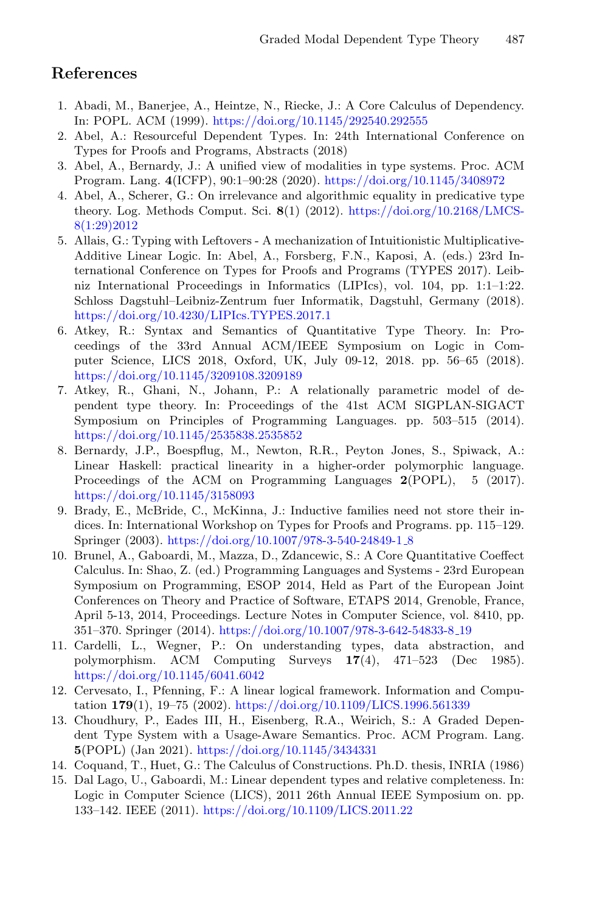## References

1. Abadi, M., Banerjee, A., Heintze, N., Riecke, J.: A Core Calculus of Dependency. In: POPL. ACM (1999). https://doi.org/10.1145/292540.292555
2. Abel, A.: Resourceful Dependent Types. In: 24th International Conference on Types for Proofs and Programs, Abstracts (2018)
3. Abel, A., Bernardy, J.: A unified view of modalities in type systems. Proc. ACM Program. Lang. **4**(ICFP), 90:1–90:28 (2020). https://doi.org/10.1145/3408972
4. Abel, A., Scherer, G.: On irrelevance and algorithmic equality in predicative type theory. Log. Methods Comput. Sci. **8**(1) (2012). https://doi.org/10.2168/LMCS-8(1:29)2012
5. Allais, G.: Typing with Leftovers - A mechanization of Intuitionistic Multiplicative-Additive Linear Logic. In: Abel, A., Forsberg, F.N., Kaposi, A. (eds.) 23rd International Conference on Types for Proofs and Programs (TYPES 2017). Leibniz International Proceedings in Informatics (LIPIcs), vol. 104, pp. 1:1–1:22. Schloss Dagstuhl–Leibniz-Zentrum fuer Informatik, Dagstuhl, Germany (2018). https://doi.org/10.4230/LIPIcs.TYPES.2017.1
6. Atkey, R.: Syntax and Semantics of Quantitative Type Theory. In: Proceedings of the 33rd Annual ACM/IEEE Symposium on Logic in Computer Science, LICS 2018, Oxford, UK, July 09-12, 2018. pp. 56–65 (2018). https://doi.org/10.1145/3209108.3209189
7. Atkey, R., Ghani, N., Johann, P.: A relationally parametric model of dependent type theory. In: Proceedings of the 41st ACM SIGPLAN-SIGACT Symposium on Principles of Programming Languages. pp. 503–515 (2014). https://doi.org/10.1145/2535838.2535852
8. Bernardy, J.P., Boespflug, M., Newton, R.R., Peyton Jones, S., Spiwack, A.: Linear Haskell: practical linearity in a higher-order polymorphic language. Proceedings of the ACM on Programming Languages **2**(POPL), 5 (2017). https://doi.org/10.1145/3158093
9. Brady, E., McBride, C., McKinna, J.: Inductive families need not store their indices. In: International Workshop on Types for Proofs and Programs. pp. 115–129. Springer (2003). https://doi.org/10.1007/978-3-540-24849-1_8
10. Brunel, A., Gaboardi, M., Mazza, D., Zdancewic, S.: A Core Quantitative Coeffect Calculus. In: Shao, Z. (ed.) Programming Languages and Systems - 23rd European Symposium on Programming, ESOP 2014, Held as Part of the European Joint Conferences on Theory and Practice of Software, ETAPS 2014, Grenoble, France, April 5-13, 2014, Proceedings. Lecture Notes in Computer Science, vol. 8410, pp. 351–370. Springer (2014). https://doi.org/10.1007/978-3-642-54833-8_19
11. Cardelli, L., Wegner, P.: On understanding types, data abstraction, and polymorphism. ACM Computing Surveys **17**(4), 471–523 (Dec 1985). https://doi.org/10.1145/6041.6042
12. Cervesato, I., Pfenning, F.: A linear logical framework. Information and Computation **179**(1), 19–75 (2002). https://doi.org/10.1109/LICS.1996.561339
13. Choudhury, P., Eades III, H., Eisenberg, R.A., Weirich, S.: A Graded Dependent Type System with a Usage-Aware Semantics. Proc. ACM Program. Lang. **5**(POPL) (Jan 2021). https://doi.org/10.1145/3434331
14. Coquand, T., Huet, G.: The Calculus of Constructions. Ph.D. thesis, INRIA (1986)
15. Dal Lago, U., Gaboardi, M.: Linear dependent types and relative completeness. In: Logic in Computer Science (LICS), 2011 26th Annual IEEE Symposium on. pp. 133–142. IEEE (2011). https://doi.org/10.1109/LICS.2011.22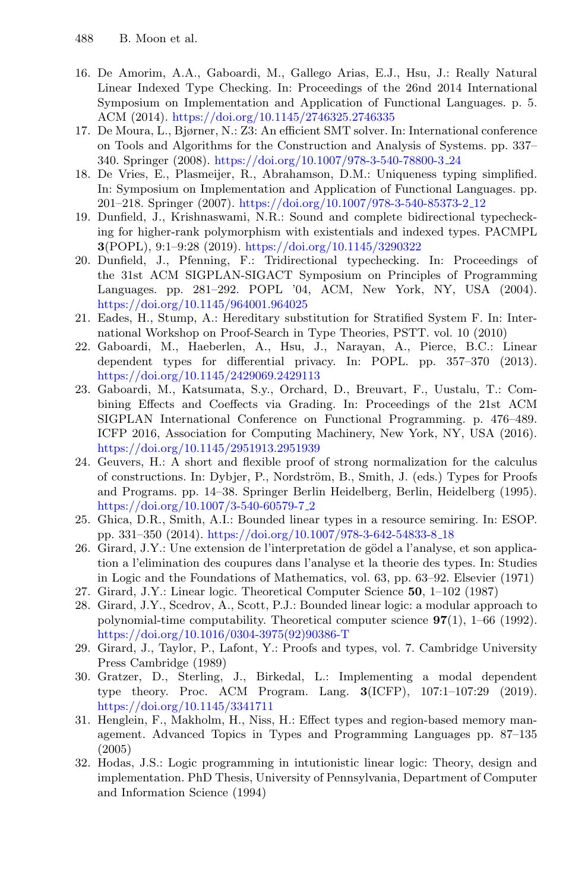16. De Amorim, A.A., Gaboardi, M., Gallego Arias, E.J., Hsu, J.: Really Natural Linear Indexed Type Checking. In: Proceedings of the 26nd 2014 International Symposium on Implementation and Application of Functional Languages. p. 5. ACM (2014). https://doi.org/10.1145/2746325.2746335
17. De Moura, L., Bjørner, N.: Z3: An efficient SMT solver. In: International conference on Tools and Algorithms for the Construction and Analysis of Systems. pp. 337–340. Springer (2008). https://doi.org/10.1007/978-3-540-78800-3_24
18. De Vries, E., Plasmeijer, R., Abrahamson, D.M.: Uniqueness typing simplified. In: Symposium on Implementation and Application of Functional Languages. pp. 201–218. Springer (2007). https://doi.org/10.1007/978-3-540-85373-2_12
19. Dunfield, J., Krishnaswami, N.R.: Sound and complete bidirectional typechecking for higher-rank polymorphism with existentials and indexed types. PACMPL **3**(POPL), 9:1–9:28 (2019). https://doi.org/10.1145/3290322
20. Dunfield, J., Pfenning, F.: Tridirectional typechecking. In: Proceedings of the 31st ACM SIGPLAN-SIGACT Symposium on Principles of Programming Languages. pp. 281–292. POPL '04, ACM, New York, NY, USA (2004). https://doi.org/10.1145/964001.964025
21. Eades, H., Stump, A.: Hereditary substitution for Stratified System F. In: International Workshop on Proof-Search in Type Theories, PSTT. vol. 10 (2010)
22. Gaboardi, M., Haeberlen, A., Hsu, J., Narayan, A., Pierce, B.C.: Linear dependent types for differential privacy. In: POPL. pp. 357–370 (2013). https://doi.org/10.1145/2429069.2429113
23. Gaboardi, M., Katsumata, S.y., Orchard, D., Breuvart, F., Uustalu, T.: Combining Effects and Coeffects via Grading. In: Proceedings of the 21st ACM SIGPLAN International Conference on Functional Programming. p. 476–489. ICFP 2016, Association for Computing Machinery, New York, NY, USA (2016). https://doi.org/10.1145/2951913.2951939
24. Geuvers, H.: A short and flexible proof of strong normalization for the calculus of constructions. In: Dybjer, P., Nordström, B., Smith, J. (eds.) Types for Proofs and Programs. pp. 14–38. Springer Berlin Heidelberg, Berlin, Heidelberg (1995). https://doi.org/10.1007/3-540-60579-7_2
25. Ghica, D.R., Smith, A.I.: Bounded linear types in a resource semiring. In: ESOP. pp. 331–350 (2014). https://doi.org/10.1007/978-3-642-54833-8_18
26. Girard, J.Y.: Une extension de l'interpretation de gödel a l'analyse, et son application a l'elimination des coupures dans l'analyse et la theorie des types. In: Studies in Logic and the Foundations of Mathematics, vol. 63, pp. 63–92. Elsevier (1971)
27. Girard, J.Y.: Linear logic. Theoretical Computer Science **50**, 1–102 (1987)
28. Girard, J.Y., Scedrov, A., Scott, P.J.: Bounded linear logic: a modular approach to polynomial-time computability. Theoretical computer science **97**(1), 1–66 (1992). https://doi.org/10.1016/0304-3975(92)90386-T
29. Girard, J., Taylor, P., Lafont, Y.: Proofs and types, vol. 7. Cambridge University Press Cambridge (1989)
30. Gratzer, D., Sterling, J., Birkedal, L.: Implementing a modal dependent type theory. Proc. ACM Program. Lang. **3**(ICFP), 107:1–107:29 (2019). https://doi.org/10.1145/3341711
31. Henglein, F., Makholm, H., Niss, H.: Effect types and region-based memory management. Advanced Topics in Types and Programming Languages pp. 87–135 (2005)
32. Hodas, J.S.: Logic programming in intutionistic linear logic: Theory, design and implementation. PhD Thesis, University of Pennsylvania, Department of Computer and Information Science (1994)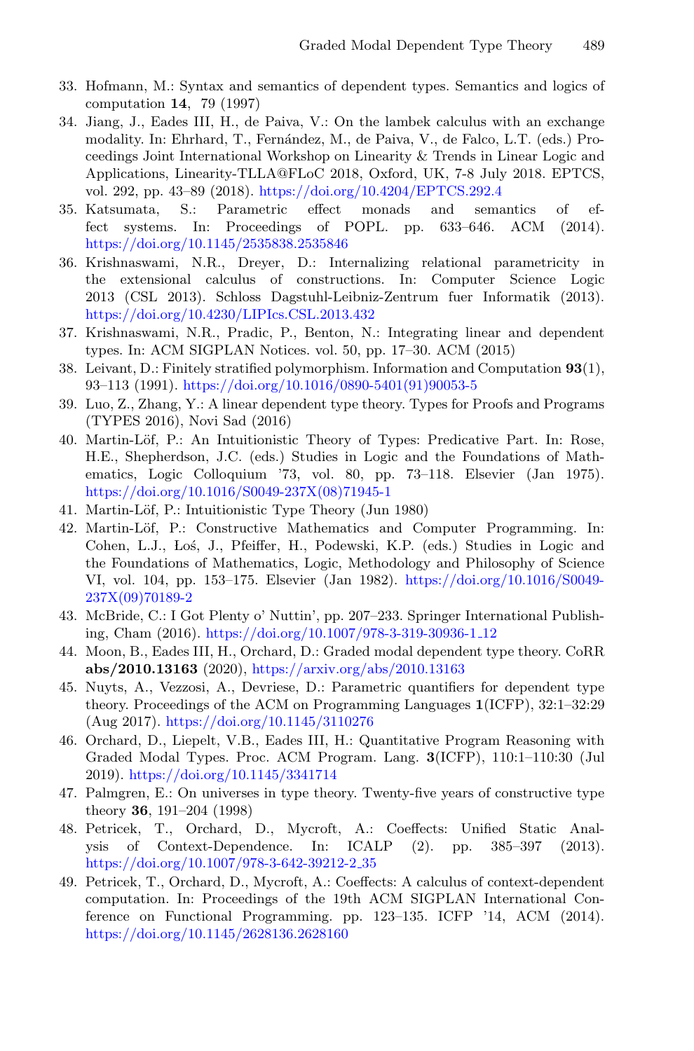33. Hofmann, M.: Syntax and semantics of dependent types. Semantics and logics of computation **14**, 79 (1997)
34. Jiang, J., Eades III, H., de Paiva, V.: On the lambek calculus with an exchange modality. In: Ehrhard, T., Fernández, M., de Paiva, V., de Falco, L.T. (eds.) Proceedings Joint International Workshop on Linearity & Trends in Linear Logic and Applications, Linearity-TLLA@FLoC 2018, Oxford, UK, 7-8 July 2018. EPTCS, vol. 292, pp. 43–89 (2018). https://doi.org/10.4204/EPTCS.292.4
35. Katsumata, S.: Parametric effect monads and semantics of effect systems. In: Proceedings of POPL. pp. 633–646. ACM (2014). https://doi.org/10.1145/2535838.2535846
36. Krishnaswami, N.R., Dreyer, D.: Internalizing relational parametricity in the extensional calculus of constructions. In: Computer Science Logic 2013 (CSL 2013). Schloss Dagstuhl-Leibniz-Zentrum fuer Informatik (2013). https://doi.org/10.4230/LIPIcs.CSL.2013.432
37. Krishnaswami, N.R., Pradic, P., Benton, N.: Integrating linear and dependent types. In: ACM SIGPLAN Notices. vol. 50, pp. 17–30. ACM (2015)
38. Leivant, D.: Finitely stratified polymorphism. Information and Computation **93**(1), 93–113 (1991). https://doi.org/10.1016/0890-5401(91)90053-5
39. Luo, Z., Zhang, Y.: A linear dependent type theory. Types for Proofs and Programs (TYPES 2016), Novi Sad (2016)
40. Martin-Löf, P.: An Intuitionistic Theory of Types: Predicative Part. In: Rose, H.E., Shepherdson, J.C. (eds.) Studies in Logic and the Foundations of Mathematics, Logic Colloquium '73, vol. 80, pp. 73–118. Elsevier (Jan 1975). https://doi.org/10.1016/S0049-237X(08)71945-1
41. Martin-Löf, P.: Intuitionistic Type Theory (Jun 1980)
42. Martin-Löf, P.: Constructive Mathematics and Computer Programming. In: Cohen, L.J., Łoś, J., Pfeiffer, H., Podewski, K.P. (eds.) Studies in Logic and the Foundations of Mathematics, Logic, Methodology and Philosophy of Science VI, vol. 104, pp. 153–175. Elsevier (Jan 1982). https://doi.org/10.1016/S0049-237X(09)70189-2
43. McBride, C.: I Got Plenty o' Nuttin', pp. 207–233. Springer International Publishing, Cham (2016). https://doi.org/10.1007/978-3-319-30936-1_12
44. Moon, B., Eades III, H., Orchard, D.: Graded modal dependent type theory. CoRR **abs/2010.13163** (2020), https://arxiv.org/abs/2010.13163
45. Nuyts, A., Vezzosi, A., Devriese, D.: Parametric quantifiers for dependent type theory. Proceedings of the ACM on Programming Languages **1**(ICFP), 32:1–32:29 (Aug 2017). https://doi.org/10.1145/3110276
46. Orchard, D., Liepelt, V.B., Eades III, H.: Quantitative Program Reasoning with Graded Modal Types. Proc. ACM Program. Lang. **3**(ICFP), 110:1–110:30 (Jul 2019). https://doi.org/10.1145/3341714
47. Palmgren, E.: On universes in type theory. Twenty-five years of constructive type theory **36**, 191–204 (1998)
48. Petricek, T., Orchard, D., Mycroft, A.: Coeffects: Unified Static Analysis of Context-Dependence. In: ICALP (2). pp. 385–397 (2013). https://doi.org/10.1007/978-3-642-39212-2_35
49. Petricek, T., Orchard, D., Mycroft, A.: Coeffects: A calculus of context-dependent computation. In: Proceedings of the 19th ACM SIGPLAN International Conference on Functional Programming. pp. 123–135. ICFP '14, ACM (2014). https://doi.org/10.1145/2628136.2628160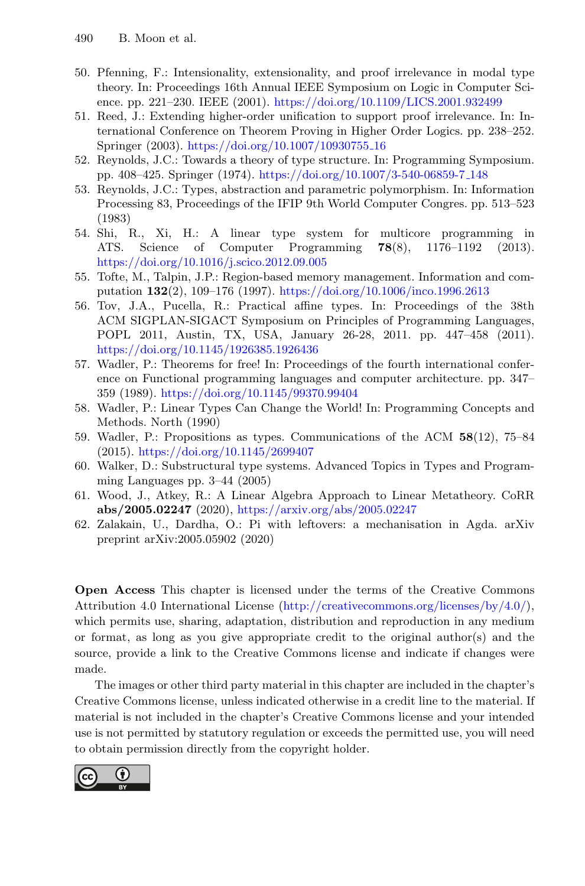50. Pfenning, F.: Intensionality, extensionality, and proof irrelevance in modal type theory. In: Proceedings 16th Annual IEEE Symposium on Logic in Computer Science. pp. 221–230. IEEE (2001). https://doi.org/10.1109/LICS.2001.932499
51. Reed, J.: Extending higher-order unification to support proof irrelevance. In: International Conference on Theorem Proving in Higher Order Logics. pp. 238–252. Springer (2003). https://doi.org/10.1007/10930755_16
52. Reynolds, J.C.: Towards a theory of type structure. In: Programming Symposium. pp. 408–425. Springer (1974). https://doi.org/10.1007/3-540-06859-7_148
53. Reynolds, J.C.: Types, abstraction and parametric polymorphism. In: Information Processing 83, Proceedings of the IFIP 9th World Computer Congres. pp. 513–523 (1983)
54. Shi, R., Xi, H.: A linear type system for multicore programming in ATS. Science of Computer Programming **78**(8), 1176–1192 (2013). https://doi.org/10.1016/j.scico.2012.09.005
55. Tofte, M., Talpin, J.P.: Region-based memory management. Information and computation **132**(2), 109–176 (1997). https://doi.org/10.1006/inco.1996.2613
56. Tov, J.A., Pucella, R.: Practical affine types. In: Proceedings of the 38th ACM SIGPLAN-SIGACT Symposium on Principles of Programming Languages, POPL 2011, Austin, TX, USA, January 26-28, 2011. pp. 447–458 (2011). https://doi.org/10.1145/1926385.1926436
57. Wadler, P.: Theorems for free! In: Proceedings of the fourth international conference on Functional programming languages and computer architecture. pp. 347–359 (1989). https://doi.org/10.1145/99370.99404
58. Wadler, P.: Linear Types Can Change the World! In: Programming Concepts and Methods. North (1990)
59. Wadler, P.: Propositions as types. Communications of the ACM **58**(12), 75–84 (2015). https://doi.org/10.1145/2699407
60. Walker, D.: Substructural type systems. Advanced Topics in Types and Programming Languages pp. 3–44 (2005)
61. Wood, J., Atkey, R.: A Linear Algebra Approach to Linear Metatheory. CoRR **abs/2005.02247** (2020), https://arxiv.org/abs/2005.02247
62. Zalakain, U., Dardha, O.: Pi with leftovers: a mechanisation in Agda. arXiv preprint arXiv:2005.05902 (2020)

**Open Access** This chapter is licensed under the terms of the Creative Commons Attribution 4.0 International License (http://creativecommons.org/licenses/by/4.0/), which permits use, sharing, adaptation, distribution and reproduction in any medium or format, as long as you give appropriate credit to the original author(s) and the source, provide a link to the Creative Commons license and indicate if changes were made.

The images or other third party material in this chapter are included in the chapter's Creative Commons license, unless indicated otherwise in a credit line to the material. If material is not included in the chapter's Creative Commons license and your intended use is not permitted by statutory regulation or exceeds the permitted use, you will need to obtain permission directly from the copyright holder.